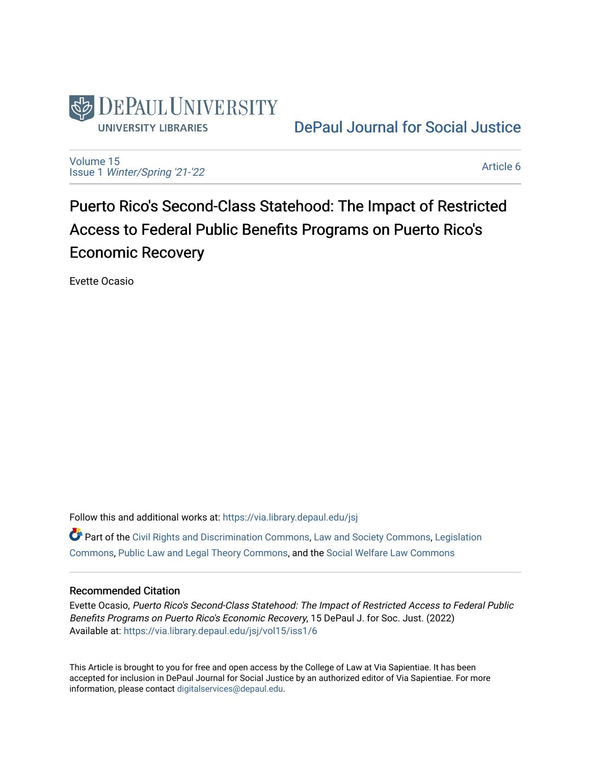DePaul University
UNIVERSITY LIBRARIES

DePaul Journal for Social Justice

Volume 15
Issue 1 *Winter/Spring '21-'22*

Article 6

# Puerto Rico's Second-Class Statehood: The Impact of Restricted Access to Federal Public Benefits Programs on Puerto Rico's Economic Recovery

Evette Ocasio

Follow this and additional works at: https://via.library.depaul.edu/jsj

Part of the Civil Rights and Discrimination Commons, Law and Society Commons, Legislation Commons, Public Law and Legal Theory Commons, and the Social Welfare Law Commons

## Recommended Citation

Evette Ocasio, *Puerto Rico's Second-Class Statehood: The Impact of Restricted Access to Federal Public Benefits Programs on Puerto Rico's Economic Recovery*, 15 DePaul J. for Soc. Just. (2022)
Available at: https://via.library.depaul.edu/jsj/vol15/iss1/6

This Article is brought to you for free and open access by the College of Law at Via Sapientiae. It has been accepted for inclusion in DePaul Journal for Social Justice by an authorized editor of Via Sapientiae. For more information, please contact digitalservices@depaul.edu.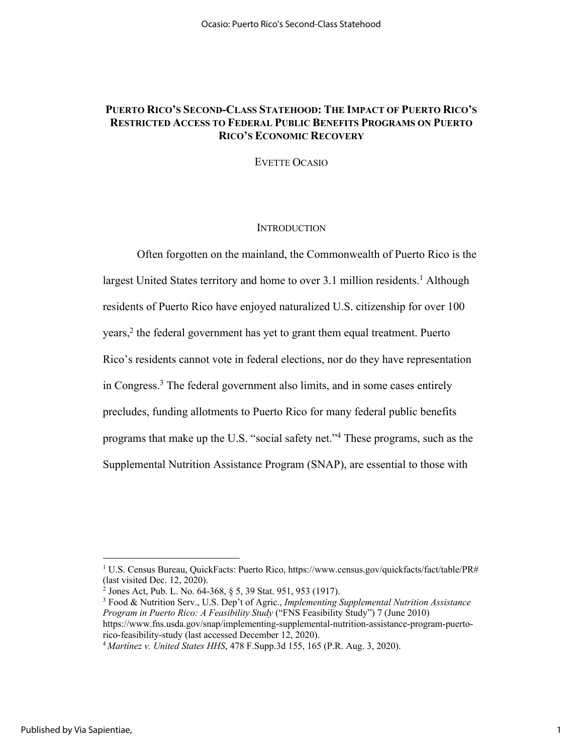# PUERTO RICO'S SECOND-CLASS STATEHOOD: THE IMPACT OF PUERTO RICO'S RESTRICTED ACCESS TO FEDERAL PUBLIC BENEFITS PROGRAMS ON PUERTO RICO'S ECONOMIC RECOVERY

EVETTE OCASIO

## INTRODUCTION

Often forgotten on the mainland, the Commonwealth of Puerto Rico is the largest United States territory and home to over 3.1 million residents.[1] Although residents of Puerto Rico have enjoyed naturalized U.S. citizenship for over 100 years,[2] the federal government has yet to grant them equal treatment. Puerto Rico's residents cannot vote in federal elections, nor do they have representation in Congress.[3] The federal government also limits, and in some cases entirely precludes, funding allotments to Puerto Rico for many federal public benefits programs that make up the U.S. "social safety net."[4] These programs, such as the Supplemental Nutrition Assistance Program (SNAP), are essential to those with

---

[1] U.S. Census Bureau, QuickFacts: Puerto Rico, https://www.census.gov/quickfacts/fact/table/PR# (last visited Dec. 12, 2020).

[2] Jones Act, Pub. L. No. 64-368, § 5, 39 Stat. 951, 953 (1917).

[3] Food & Nutrition Serv., U.S. Dep't of Agric., *Implementing Supplemental Nutrition Assistance Program in Puerto Rico: A Feasibility Study* ("FNS Feasibility Study") 7 (June 2010) https://www.fns.usda.gov/snap/implementing-supplemental-nutrition-assistance-program-puerto-rico-feasibility-study (last accessed December 12, 2020).

[4] *Martínez v. United States HHS*, 478 F.Supp.3d 155, 165 (P.R. Aug. 3, 2020).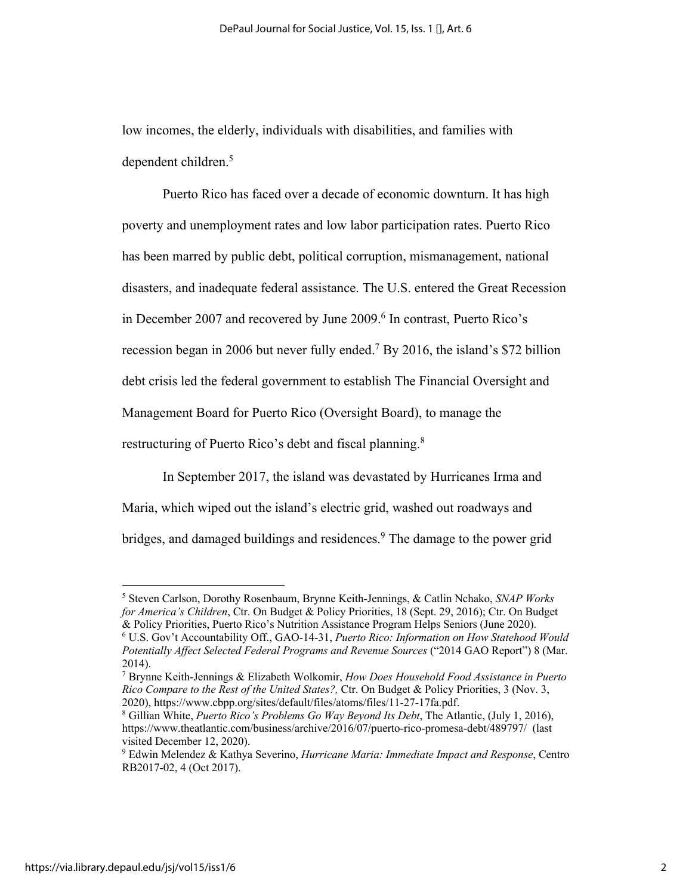low incomes, the elderly, individuals with disabilities, and families with dependent children.[5]

Puerto Rico has faced over a decade of economic downturn. It has high poverty and unemployment rates and low labor participation rates. Puerto Rico has been marred by public debt, political corruption, mismanagement, national disasters, and inadequate federal assistance. The U.S. entered the Great Recession in December 2007 and recovered by June 2009.[6] In contrast, Puerto Rico's recession began in 2006 but never fully ended.[7] By 2016, the island's $72 billion debt crisis led the federal government to establish The Financial Oversight and Management Board for Puerto Rico (Oversight Board), to manage the restructuring of Puerto Rico's debt and fiscal planning.[8]

In September 2017, the island was devastated by Hurricanes Irma and Maria, which wiped out the island's electric grid, washed out roadways and bridges, and damaged buildings and residences.[9] The damage to the power grid

---

[5] Steven Carlson, Dorothy Rosenbaum, Brynne Keith-Jennings, & Catlin Nchako, *SNAP Works for America's Children*, Ctr. On Budget & Policy Priorities, 18 (Sept. 29, 2016); Ctr. On Budget & Policy Priorities, Puerto Rico's Nutrition Assistance Program Helps Seniors (June 2020).

[6] U.S. Gov't Accountability Off., GAO-14-31, *Puerto Rico: Information on How Statehood Would Potentially Affect Selected Federal Programs and Revenue Sources* ("2014 GAO Report") 8 (Mar. 2014).

[7] Brynne Keith-Jennings & Elizabeth Wolkomir, *How Does Household Food Assistance in Puerto Rico Compare to the Rest of the United States?,* Ctr. On Budget & Policy Priorities, 3 (Nov. 3, 2020), https://www.cbpp.org/sites/default/files/atoms/files/11-27-17fa.pdf.

[8] Gillian White, *Puerto Rico's Problems Go Way Beyond Its Debt*, The Atlantic, (July 1, 2016), https://www.theatlantic.com/business/archive/2016/07/puerto-rico-promesa-debt/489797/ (last visited December 12, 2020).

[9] Edwin Melendez & Kathya Severino, *Hurricane Maria: Immediate Impact and Response*, Centro RB2017-02, 4 (Oct 2017).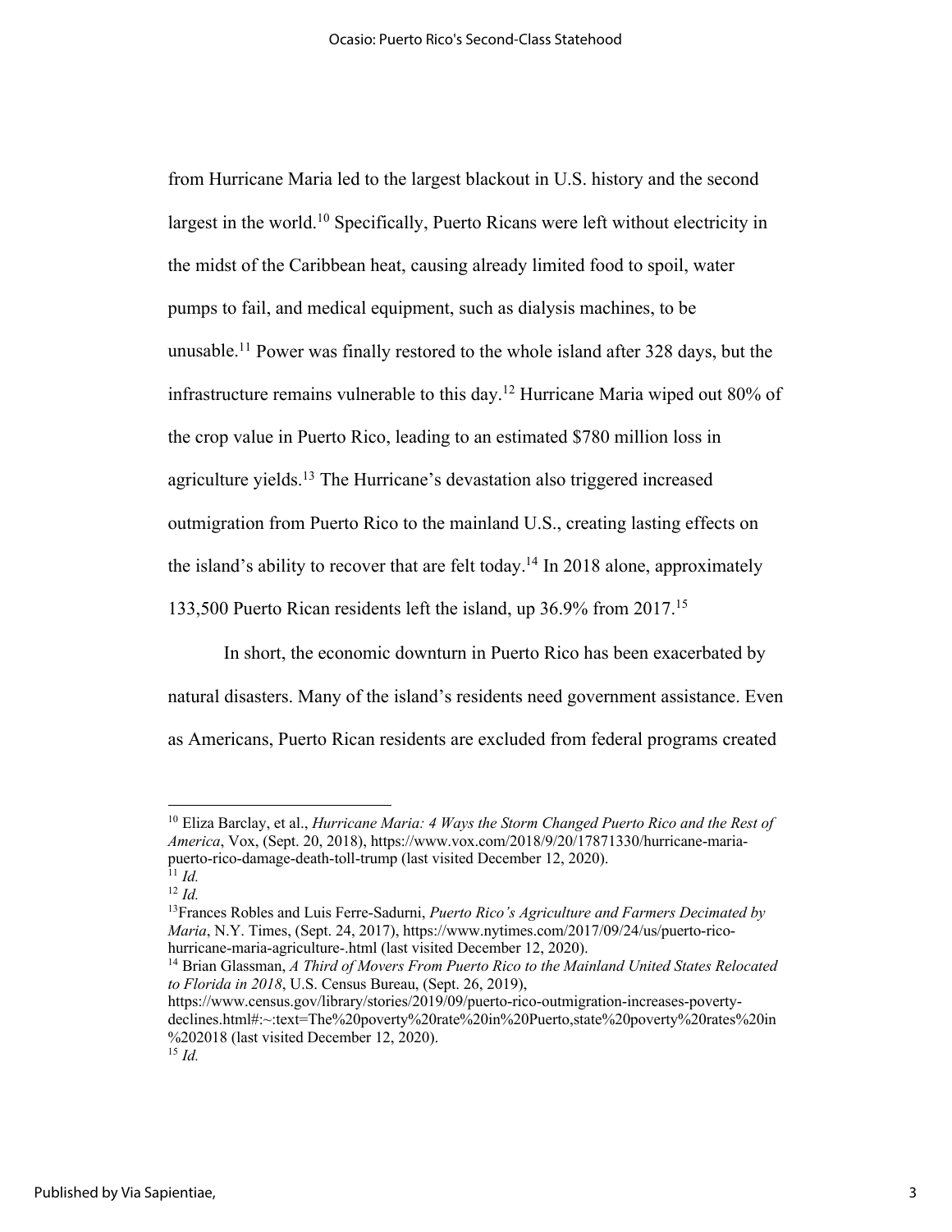from Hurricane Maria led to the largest blackout in U.S. history and the second largest in the world.[10] Specifically, Puerto Ricans were left without electricity in the midst of the Caribbean heat, causing already limited food to spoil, water pumps to fail, and medical equipment, such as dialysis machines, to be unusable.[11] Power was finally restored to the whole island after 328 days, but the infrastructure remains vulnerable to this day.[12] Hurricane Maria wiped out 80% of the crop value in Puerto Rico, leading to an estimated $780 million loss in agriculture yields.[13] The Hurricane's devastation also triggered increased outmigration from Puerto Rico to the mainland U.S., creating lasting effects on the island's ability to recover that are felt today.[14] In 2018 alone, approximately 133,500 Puerto Rican residents left the island, up 36.9% from 2017.[15]

In short, the economic downturn in Puerto Rico has been exacerbated by natural disasters. Many of the island's residents need government assistance. Even as Americans, Puerto Rican residents are excluded from federal programs created

---

[10] Eliza Barclay, et al., *Hurricane Maria: 4 Ways the Storm Changed Puerto Rico and the Rest of America*, Vox, (Sept. 20, 2018), https://www.vox.com/2018/9/20/17871330/hurricane-maria-puerto-rico-damage-death-toll-trump (last visited December 12, 2020).

[11] *Id.*

[12] *Id.*

[13] Frances Robles and Luis Ferre-Sadurni, *Puerto Rico's Agriculture and Farmers Decimated by Maria*, N.Y. Times, (Sept. 24, 2017), https://www.nytimes.com/2017/09/24/us/puerto-rico-hurricane-maria-agriculture-.html (last visited December 12, 2020).

[14] Brian Glassman, *A Third of Movers From Puerto Rico to the Mainland United States Relocated to Florida in 2018*, U.S. Census Bureau, (Sept. 26, 2019), https://www.census.gov/library/stories/2019/09/puerto-rico-outmigration-increases-poverty-declines.html#:~:text=The%20poverty%20rate%20in%20Puerto,state%20poverty%20rates%20in%202018 (last visited December 12, 2020).

[15] *Id.*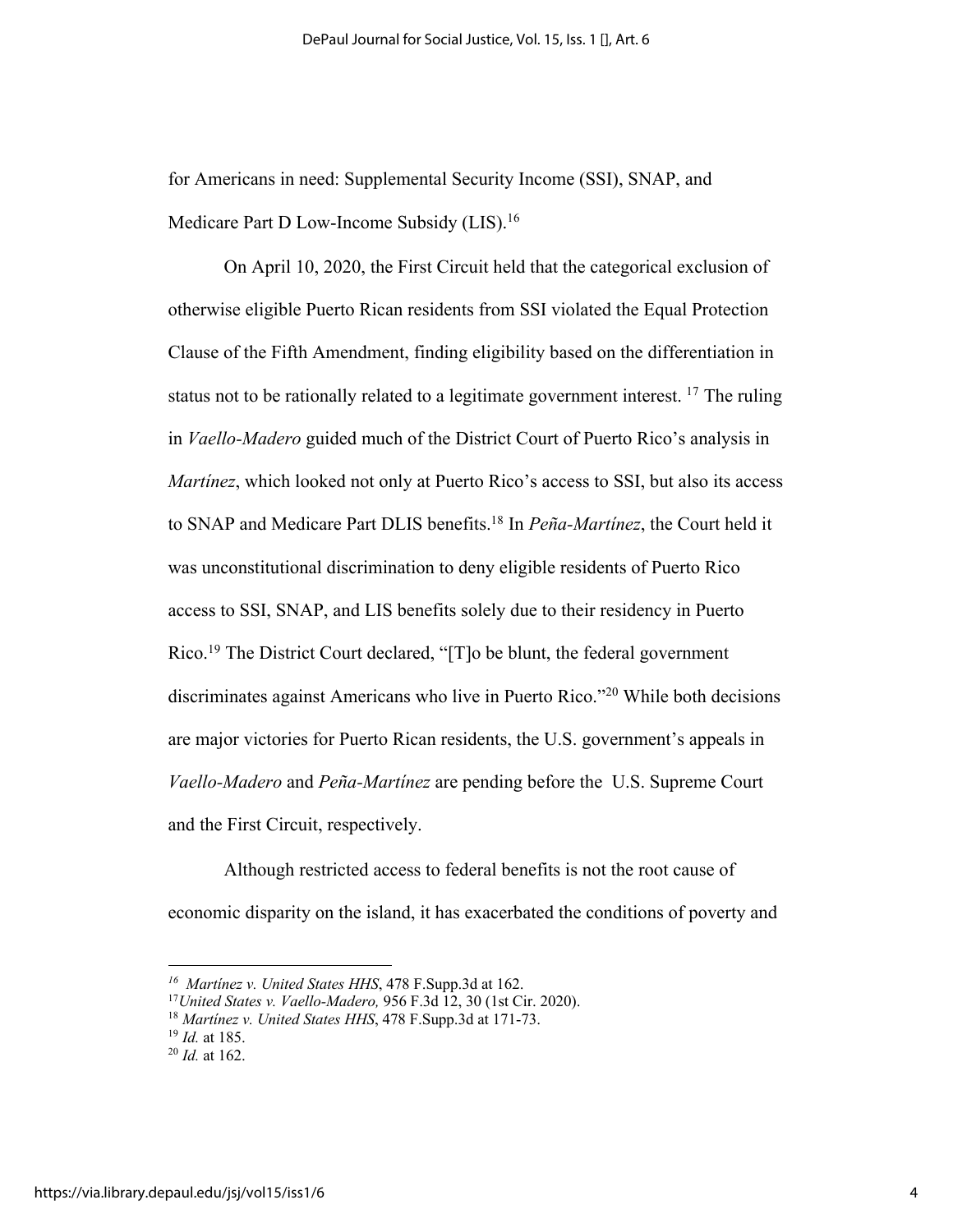for Americans in need: Supplemental Security Income (SSI), SNAP, and Medicare Part D Low-Income Subsidy (LIS).[16]

On April 10, 2020, the First Circuit held that the categorical exclusion of otherwise eligible Puerto Rican residents from SSI violated the Equal Protection Clause of the Fifth Amendment, finding eligibility based on the differentiation in status not to be rationally related to a legitimate government interest. [17] The ruling in *Vaello-Madero* guided much of the District Court of Puerto Rico's analysis in *Martínez*, which looked not only at Puerto Rico's access to SSI, but also its access to SNAP and Medicare Part DLIS benefits.[18] In *Peña-Martínez*, the Court held it was unconstitutional discrimination to deny eligible residents of Puerto Rico access to SSI, SNAP, and LIS benefits solely due to their residency in Puerto Rico.[19] The District Court declared, "[T]o be blunt, the federal government discriminates against Americans who live in Puerto Rico."[20] While both decisions are major victories for Puerto Rican residents, the U.S. government's appeals in *Vaello-Madero* and *Peña-Martínez* are pending before the U.S. Supreme Court and the First Circuit, respectively.

Although restricted access to federal benefits is not the root cause of economic disparity on the island, it has exacerbated the conditions of poverty and

---

[16] *Martínez v. United States HHS*, 478 F.Supp.3d at 162.

[17] *United States v. Vaello-Madero,* 956 F.3d 12, 30 (1st Cir. 2020).

[18] *Martínez v. United States HHS*, 478 F.Supp.3d at 171-73.

[19] *Id.* at 185.

[20] *Id.* at 162.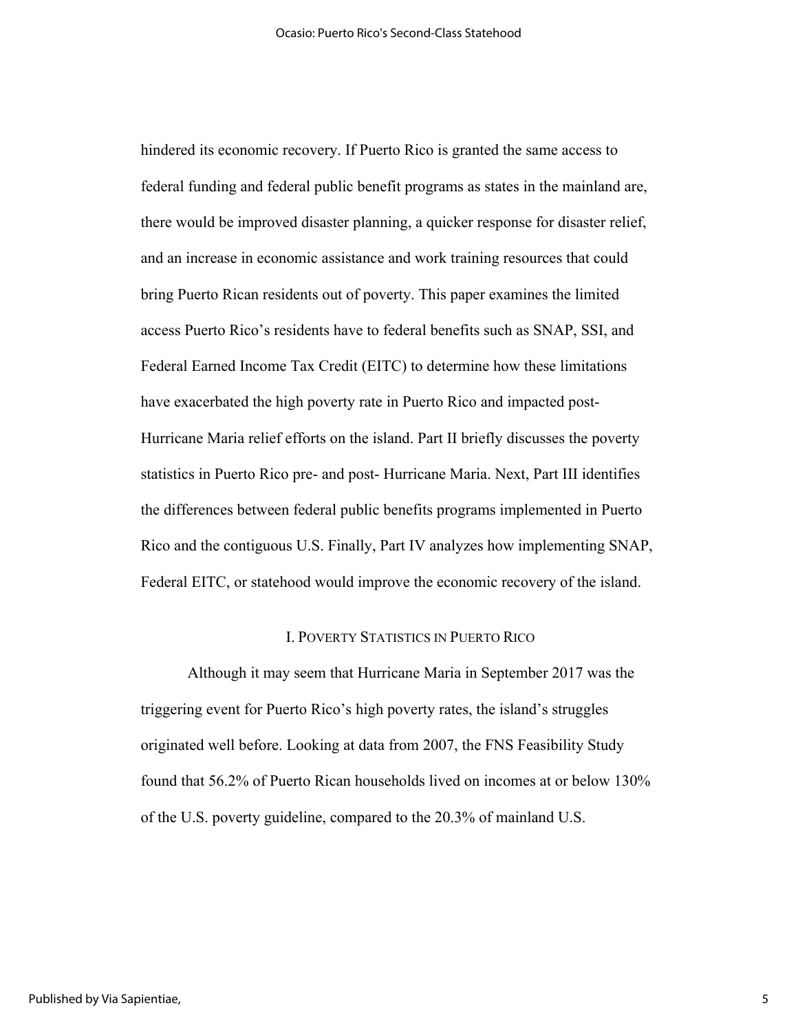hindered its economic recovery. If Puerto Rico is granted the same access to federal funding and federal public benefit programs as states in the mainland are, there would be improved disaster planning, a quicker response for disaster relief, and an increase in economic assistance and work training resources that could bring Puerto Rican residents out of poverty. This paper examines the limited access Puerto Rico's residents have to federal benefits such as SNAP, SSI, and Federal Earned Income Tax Credit (EITC) to determine how these limitations have exacerbated the high poverty rate in Puerto Rico and impacted post-Hurricane Maria relief efforts on the island. Part II briefly discusses the poverty statistics in Puerto Rico pre- and post- Hurricane Maria. Next, Part III identifies the differences between federal public benefits programs implemented in Puerto Rico and the contiguous U.S. Finally, Part IV analyzes how implementing SNAP, Federal EITC, or statehood would improve the economic recovery of the island.

## I. Poverty Statistics in Puerto Rico

Although it may seem that Hurricane Maria in September 2017 was the triggering event for Puerto Rico's high poverty rates, the island's struggles originated well before. Looking at data from 2007, the FNS Feasibility Study found that 56.2% of Puerto Rican households lived on incomes at or below 130% of the U.S. poverty guideline, compared to the 20.3% of mainland U.S.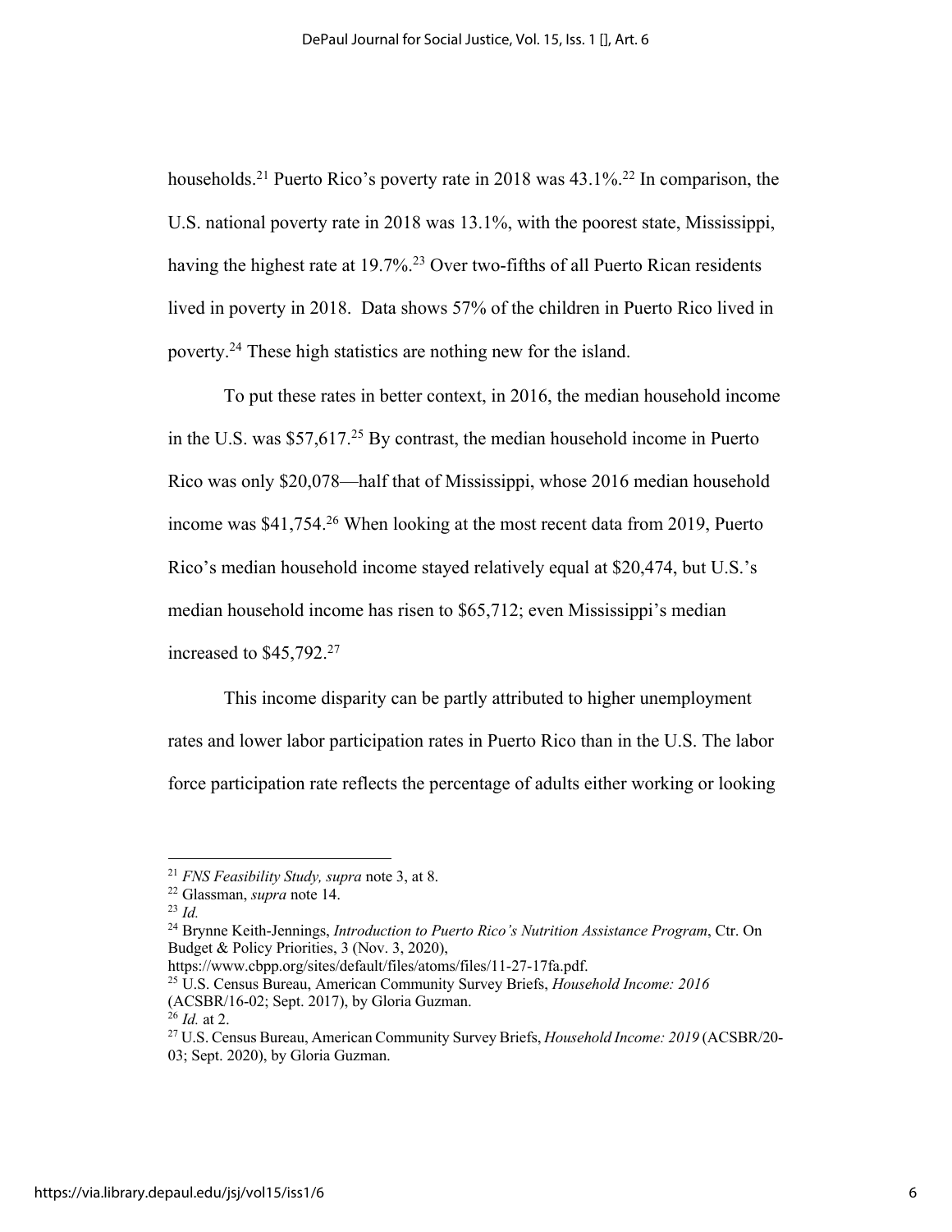households.[21] Puerto Rico's poverty rate in 2018 was 43.1%.[22] In comparison, the U.S. national poverty rate in 2018 was 13.1%, with the poorest state, Mississippi, having the highest rate at 19.7%.[23] Over two-fifths of all Puerto Rican residents lived in poverty in 2018. Data shows 57% of the children in Puerto Rico lived in poverty.[24] These high statistics are nothing new for the island.

To put these rates in better context, in 2016, the median household income in the U.S. was $57,617.[25] By contrast, the median household income in Puerto Rico was only $20,078—half that of Mississippi, whose 2016 median household income was $41,754.[26] When looking at the most recent data from 2019, Puerto Rico's median household income stayed relatively equal at $20,474, but U.S.'s median household income has risen to $65,712; even Mississippi's median increased to $45,792.[27]

This income disparity can be partly attributed to higher unemployment rates and lower labor participation rates in Puerto Rico than in the U.S. The labor force participation rate reflects the percentage of adults either working or looking

---

[21] *FNS Feasibility Study, supra* note 3, at 8.

[22] Glassman, *supra* note 14.

[23] *Id.*

[24] Brynne Keith-Jennings, *Introduction to Puerto Rico's Nutrition Assistance Program*, Ctr. On Budget & Policy Priorities, 3 (Nov. 3, 2020), https://www.cbpp.org/sites/default/files/atoms/files/11-27-17fa.pdf.

[25] U.S. Census Bureau, American Community Survey Briefs, *Household Income: 2016* (ACSBR/16-02; Sept. 2017), by Gloria Guzman.

[26] *Id.* at 2.

[27] U.S. Census Bureau, American Community Survey Briefs, *Household Income: 2019* (ACSBR/20-03; Sept. 2020), by Gloria Guzman.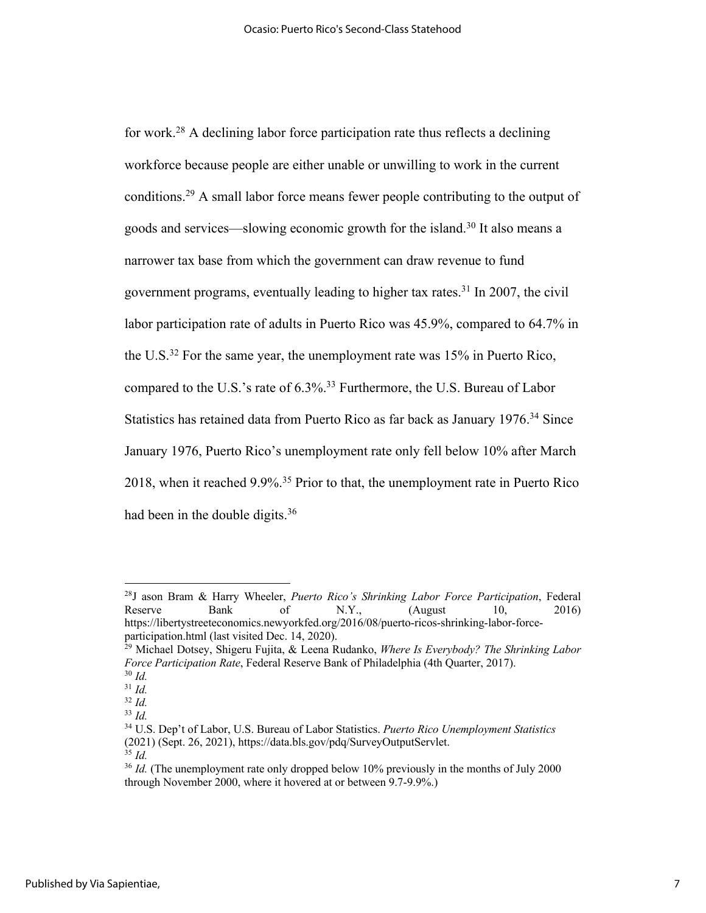for work.[28] A declining labor force participation rate thus reflects a declining workforce because people are either unable or unwilling to work in the current conditions.[29] A small labor force means fewer people contributing to the output of goods and services—slowing economic growth for the island.[30] It also means a narrower tax base from which the government can draw revenue to fund government programs, eventually leading to higher tax rates.[31] In 2007, the civil labor participation rate of adults in Puerto Rico was 45.9%, compared to 64.7% in the U.S.[32] For the same year, the unemployment rate was 15% in Puerto Rico, compared to the U.S.'s rate of 6.3%.[33] Furthermore, the U.S. Bureau of Labor Statistics has retained data from Puerto Rico as far back as January 1976.[34] Since January 1976, Puerto Rico's unemployment rate only fell below 10% after March 2018, when it reached 9.9%.[35] Prior to that, the unemployment rate in Puerto Rico had been in the double digits.[36]

---

[28] J ason Bram & Harry Wheeler, *Puerto Rico's Shrinking Labor Force Participation*, Federal Reserve Bank of N.Y., (August 10, 2016) https://libertystreeteconomics.newyorkfed.org/2016/08/puerto-ricos-shrinking-labor-force-participation.html (last visited Dec. 14, 2020).

[29] Michael Dotsey, Shigeru Fujita, & Leena Rudanko, *Where Is Everybody? The Shrinking Labor Force Participation Rate*, Federal Reserve Bank of Philadelphia (4th Quarter, 2017).

[30] *Id.*

[31] *Id.*

[32] *Id.*

[33] *Id.*

[34] U.S. Dep't of Labor, U.S. Bureau of Labor Statistics. *Puerto Rico Unemployment Statistics* (2021) (Sept. 26, 2021), https://data.bls.gov/pdq/SurveyOutputServlet.

[35] *Id.*

[36] *Id.* (The unemployment rate only dropped below 10% previously in the months of July 2000 through November 2000, where it hovered at or between 9.7-9.9%.)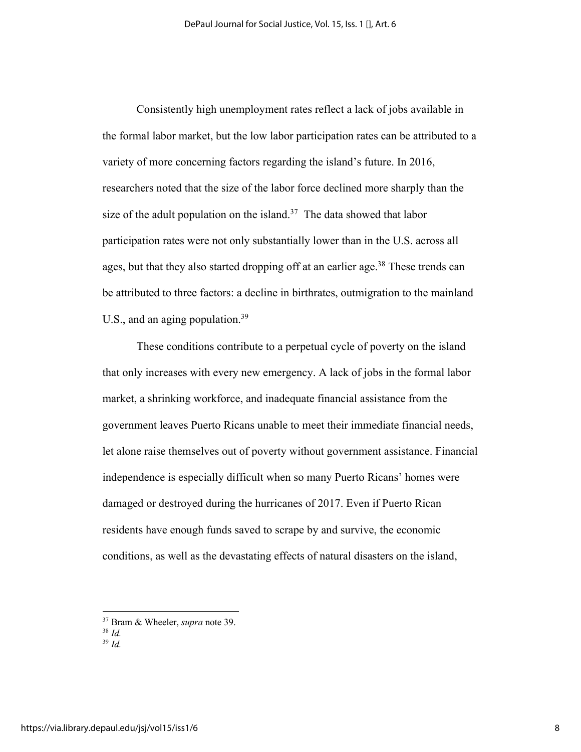Consistently high unemployment rates reflect a lack of jobs available in the formal labor market, but the low labor participation rates can be attributed to a variety of more concerning factors regarding the island's future. In 2016, researchers noted that the size of the labor force declined more sharply than the size of the adult population on the island.[37] The data showed that labor participation rates were not only substantially lower than in the U.S. across all ages, but that they also started dropping off at an earlier age.[38] These trends can be attributed to three factors: a decline in birthrates, outmigration to the mainland U.S., and an aging population.[39]

These conditions contribute to a perpetual cycle of poverty on the island that only increases with every new emergency. A lack of jobs in the formal labor market, a shrinking workforce, and inadequate financial assistance from the government leaves Puerto Ricans unable to meet their immediate financial needs, let alone raise themselves out of poverty without government assistance. Financial independence is especially difficult when so many Puerto Ricans' homes were damaged or destroyed during the hurricanes of 2017. Even if Puerto Rican residents have enough funds saved to scrape by and survive, the economic conditions, as well as the devastating effects of natural disasters on the island,

---

[37] Bram & Wheeler, *supra* note 39.

[38] *Id.*

[39] *Id.*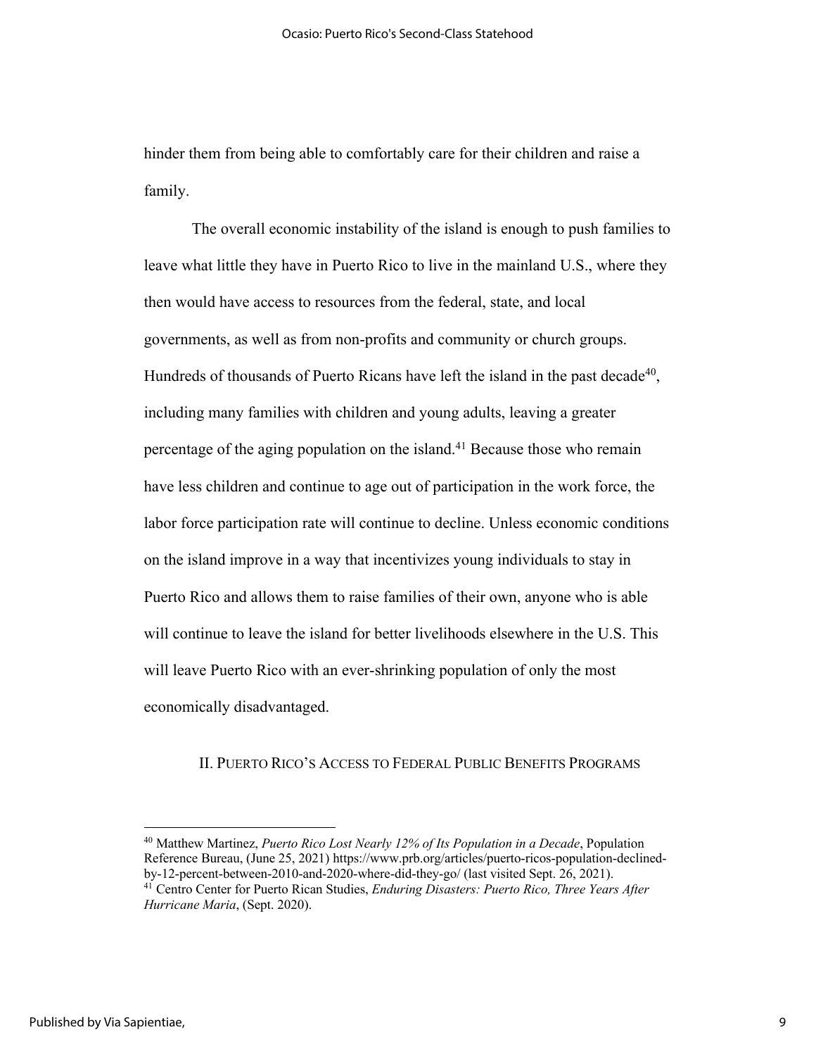hinder them from being able to comfortably care for their children and raise a family.

The overall economic instability of the island is enough to push families to leave what little they have in Puerto Rico to live in the mainland U.S., where they then would have access to resources from the federal, state, and local governments, as well as from non-profits and community or church groups. Hundreds of thousands of Puerto Ricans have left the island in the past decade[40], including many families with children and young adults, leaving a greater percentage of the aging population on the island.[41] Because those who remain have less children and continue to age out of participation in the work force, the labor force participation rate will continue to decline. Unless economic conditions on the island improve in a way that incentivizes young individuals to stay in Puerto Rico and allows them to raise families of their own, anyone who is able will continue to leave the island for better livelihoods elsewhere in the U.S. This will leave Puerto Rico with an ever-shrinking population of only the most economically disadvantaged.

## II. PUERTO RICO'S ACCESS TO FEDERAL PUBLIC BENEFITS PROGRAMS

---

[40] Matthew Martinez, *Puerto Rico Lost Nearly 12% of Its Population in a Decade*, Population Reference Bureau, (June 25, 2021) https://www.prb.org/articles/puerto-ricos-population-declined-by-12-percent-between-2010-and-2020-where-did-they-go/ (last visited Sept. 26, 2021).

[41] Centro Center for Puerto Rican Studies, *Enduring Disasters: Puerto Rico, Three Years After Hurricane Maria*, (Sept. 2020).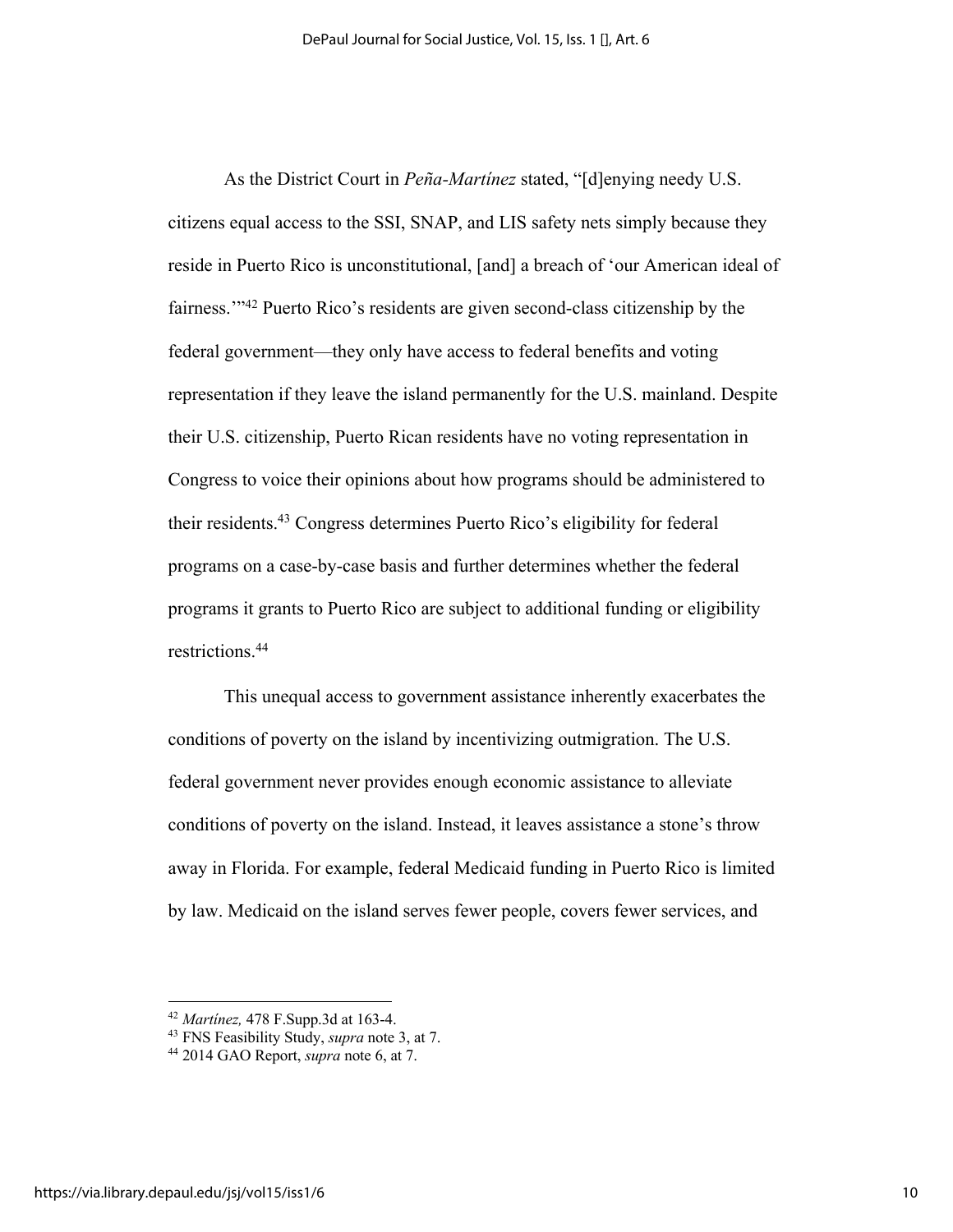As the District Court in *Peña-Martínez* stated, "[d]enying needy U.S. citizens equal access to the SSI, SNAP, and LIS safety nets simply because they reside in Puerto Rico is unconstitutional, [and] a breach of 'our American ideal of fairness.'"[42] Puerto Rico's residents are given second-class citizenship by the federal government—they only have access to federal benefits and voting representation if they leave the island permanently for the U.S. mainland. Despite their U.S. citizenship, Puerto Rican residents have no voting representation in Congress to voice their opinions about how programs should be administered to their residents.[43] Congress determines Puerto Rico's eligibility for federal programs on a case-by-case basis and further determines whether the federal programs it grants to Puerto Rico are subject to additional funding or eligibility restrictions.[44]

This unequal access to government assistance inherently exacerbates the conditions of poverty on the island by incentivizing outmigration. The U.S. federal government never provides enough economic assistance to alleviate conditions of poverty on the island. Instead, it leaves assistance a stone's throw away in Florida. For example, federal Medicaid funding in Puerto Rico is limited by law. Medicaid on the island serves fewer people, covers fewer services, and

---

[42] *Martínez,* 478 F.Supp.3d at 163-4.

[43] FNS Feasibility Study, *supra* note 3, at 7.

[44] 2014 GAO Report, *supra* note 6, at 7.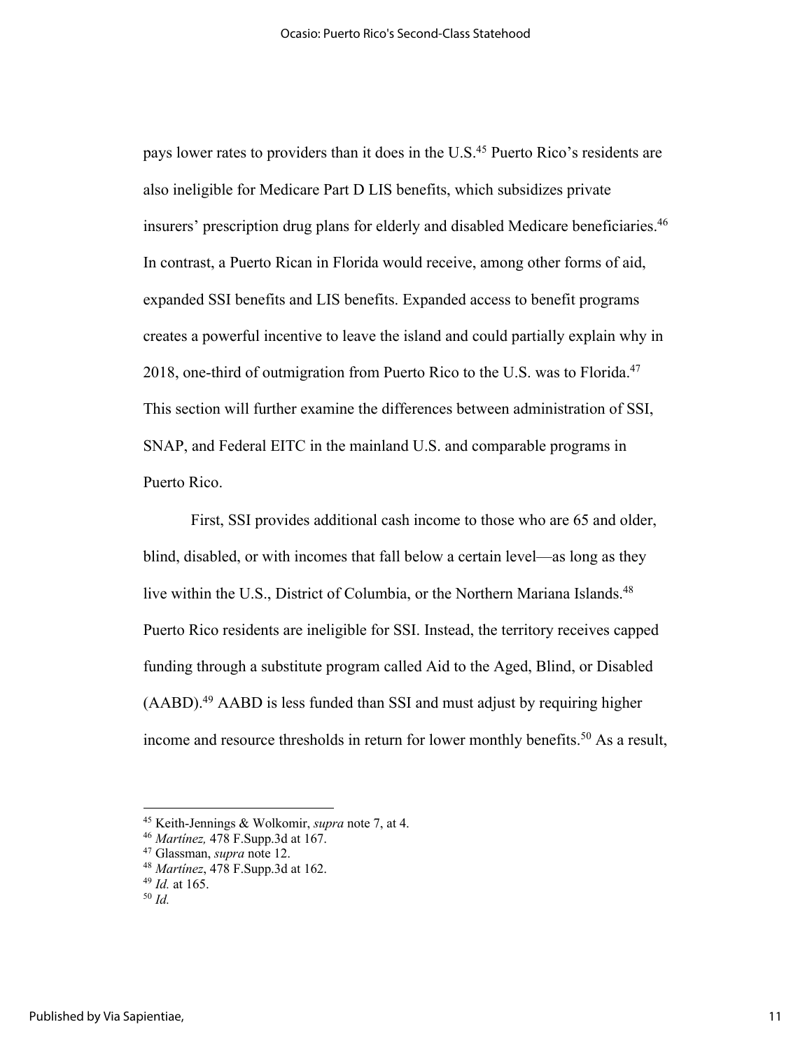pays lower rates to providers than it does in the U.S.[45] Puerto Rico's residents are also ineligible for Medicare Part D LIS benefits, which subsidizes private insurers' prescription drug plans for elderly and disabled Medicare beneficiaries.[46] In contrast, a Puerto Rican in Florida would receive, among other forms of aid, expanded SSI benefits and LIS benefits. Expanded access to benefit programs creates a powerful incentive to leave the island and could partially explain why in 2018, one-third of outmigration from Puerto Rico to the U.S. was to Florida.[47] This section will further examine the differences between administration of SSI, SNAP, and Federal EITC in the mainland U.S. and comparable programs in Puerto Rico.

First, SSI provides additional cash income to those who are 65 and older, blind, disabled, or with incomes that fall below a certain level—as long as they live within the U.S., District of Columbia, or the Northern Mariana Islands.[48] Puerto Rico residents are ineligible for SSI. Instead, the territory receives capped funding through a substitute program called Aid to the Aged, Blind, or Disabled (AABD).[49] AABD is less funded than SSI and must adjust by requiring higher income and resource thresholds in return for lower monthly benefits.[50] As a result,

---

[45] Keith-Jennings & Wolkomir, *supra* note 7, at 4.

[46] *Martínez,* 478 F.Supp.3d at 167.

[47] Glassman, *supra* note 12.

[48] *Martínez*, 478 F.Supp.3d at 162.

[49] *Id.* at 165.

[50] *Id.*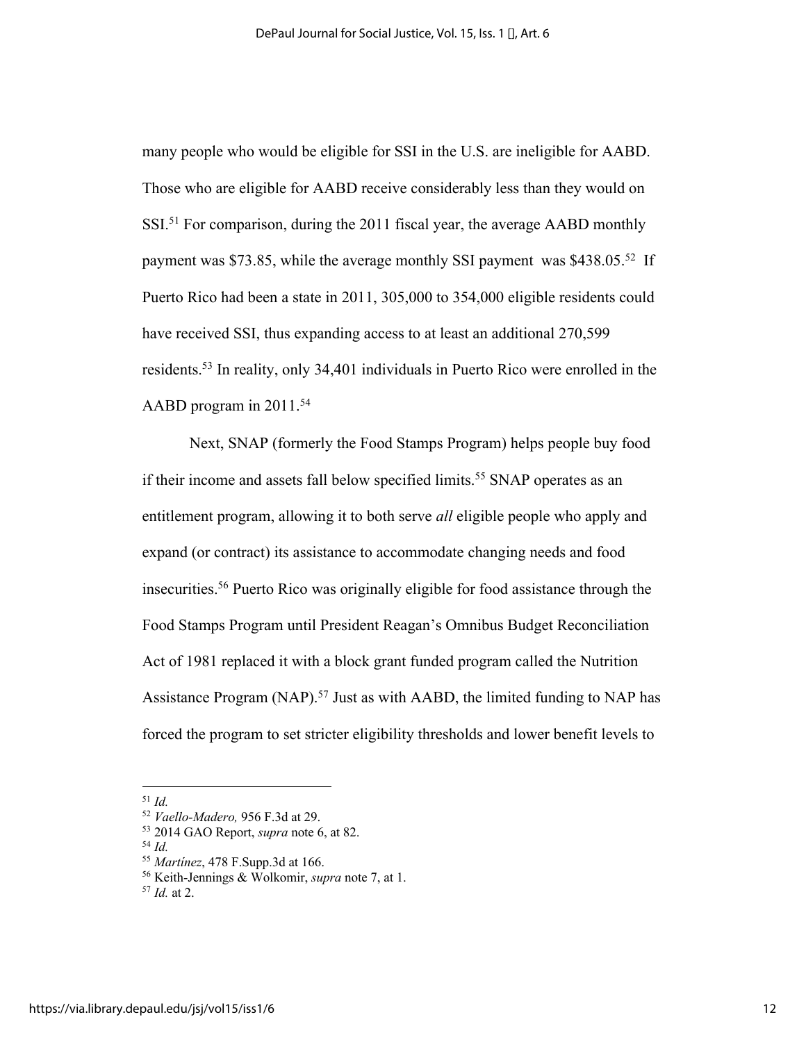many people who would be eligible for SSI in the U.S. are ineligible for AABD. Those who are eligible for AABD receive considerably less than they would on SSI.[51] For comparison, during the 2011 fiscal year, the average AABD monthly payment was $73.85, while the average monthly SSI payment was $438.05.[52] If Puerto Rico had been a state in 2011, 305,000 to 354,000 eligible residents could have received SSI, thus expanding access to at least an additional 270,599 residents.[53] In reality, only 34,401 individuals in Puerto Rico were enrolled in the AABD program in 2011.[54]

Next, SNAP (formerly the Food Stamps Program) helps people buy food if their income and assets fall below specified limits.[55] SNAP operates as an entitlement program, allowing it to both serve *all* eligible people who apply and expand (or contract) its assistance to accommodate changing needs and food insecurities.[56] Puerto Rico was originally eligible for food assistance through the Food Stamps Program until President Reagan's Omnibus Budget Reconciliation Act of 1981 replaced it with a block grant funded program called the Nutrition Assistance Program (NAP).[57] Just as with AABD, the limited funding to NAP has forced the program to set stricter eligibility thresholds and lower benefit levels to

---

[51] *Id.*

[52] *Vaello-Madero,* 956 F.3d at 29.

[53] 2014 GAO Report, *supra* note 6, at 82.

[54] *Id.*

[55] *Martínez*, 478 F.Supp.3d at 166.

[56] Keith-Jennings & Wolkomir, *supra* note 7, at 1.

[57] *Id.* at 2.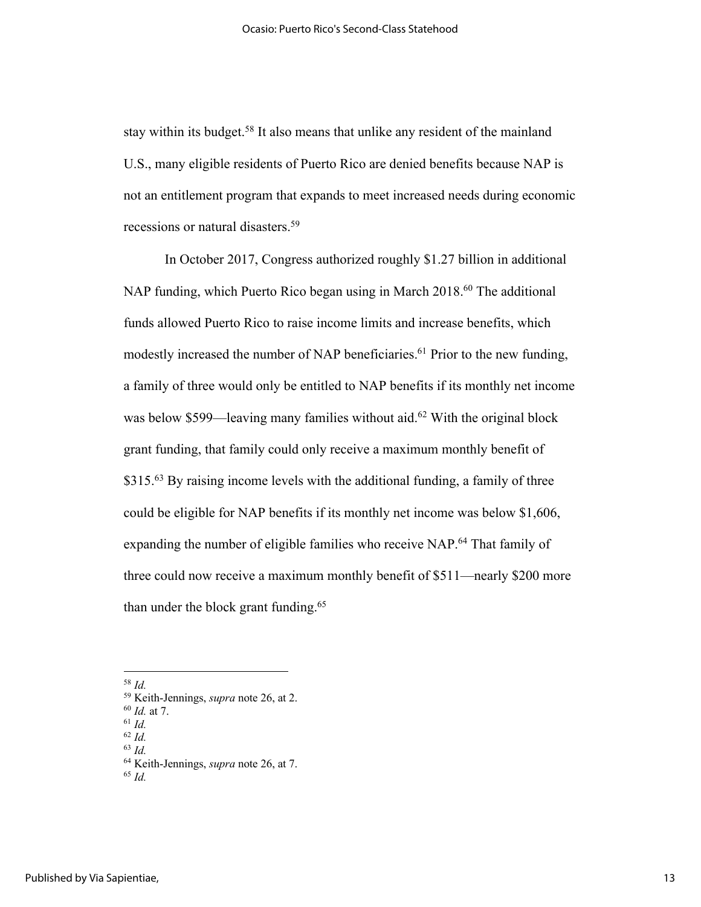stay within its budget.[58] It also means that unlike any resident of the mainland U.S., many eligible residents of Puerto Rico are denied benefits because NAP is not an entitlement program that expands to meet increased needs during economic recessions or natural disasters.[59]

In October 2017, Congress authorized roughly $1.27 billion in additional NAP funding, which Puerto Rico began using in March 2018.[60] The additional funds allowed Puerto Rico to raise income limits and increase benefits, which modestly increased the number of NAP beneficiaries.[61] Prior to the new funding, a family of three would only be entitled to NAP benefits if its monthly net income was below $599—leaving many families without aid.[62] With the original block grant funding, that family could only receive a maximum monthly benefit of $315.[63] By raising income levels with the additional funding, a family of three could be eligible for NAP benefits if its monthly net income was below $1,606, expanding the number of eligible families who receive NAP.[64] That family of three could now receive a maximum monthly benefit of $511—nearly $200 more than under the block grant funding.[65]

---

[58] *Id.*

[59] Keith-Jennings, *supra* note 26, at 2.

[60] *Id.* at 7.

[61] *Id.*

[62] *Id.*

[63] *Id.*

[64] Keith-Jennings, *supra* note 26, at 7.

[65] *Id.*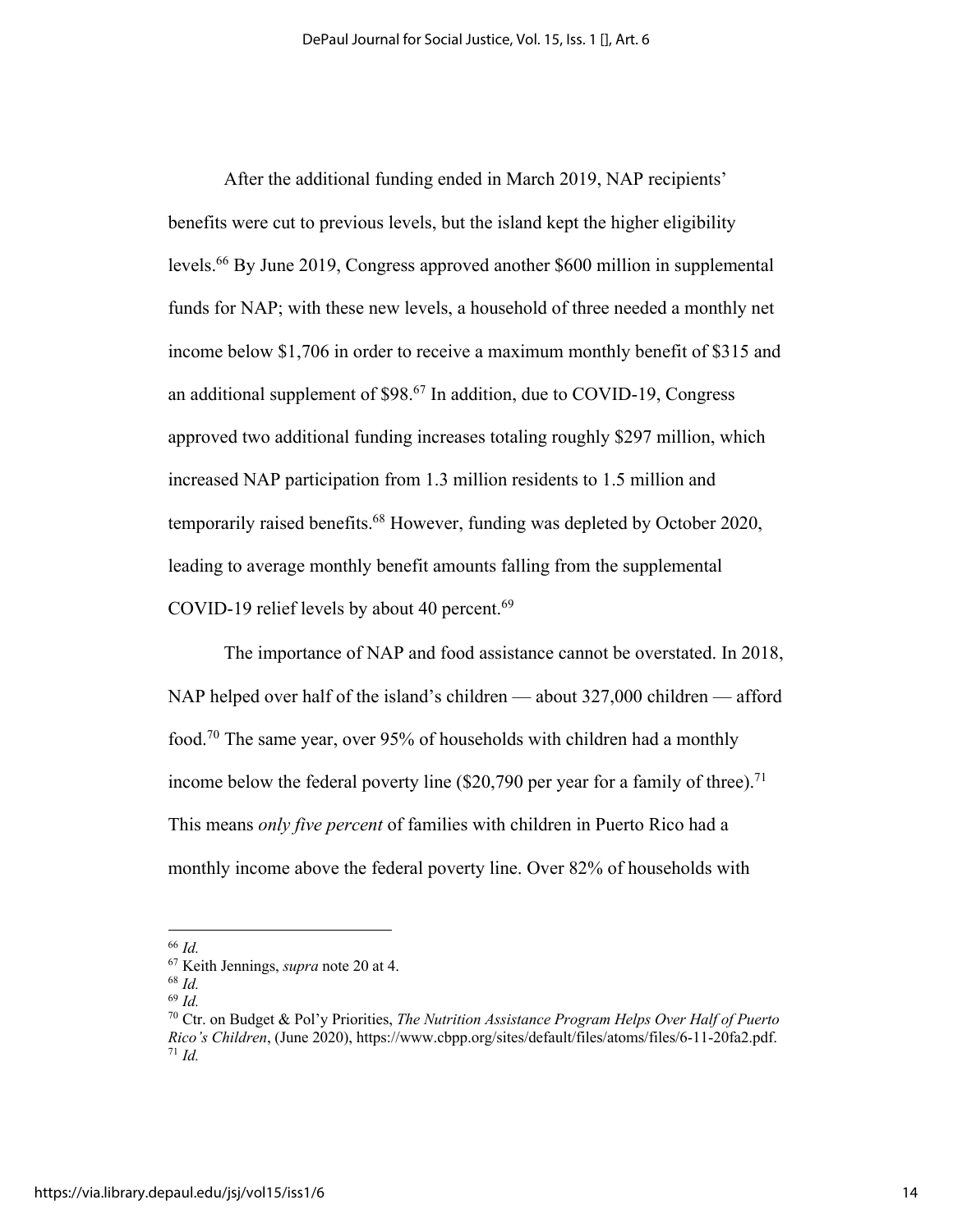After the additional funding ended in March 2019, NAP recipients' benefits were cut to previous levels, but the island kept the higher eligibility levels.[66] By June 2019, Congress approved another $600 million in supplemental funds for NAP; with these new levels, a household of three needed a monthly net income below $1,706 in order to receive a maximum monthly benefit of $315 and an additional supplement of $98.[67] In addition, due to COVID-19, Congress approved two additional funding increases totaling roughly $297 million, which increased NAP participation from 1.3 million residents to 1.5 million and temporarily raised benefits.[68] However, funding was depleted by October 2020, leading to average monthly benefit amounts falling from the supplemental COVID-19 relief levels by about 40 percent.[69]

The importance of NAP and food assistance cannot be overstated. In 2018, NAP helped over half of the island's children — about 327,000 children — afford food.[70] The same year, over 95% of households with children had a monthly income below the federal poverty line ($20,790 per year for a family of three).[71] This means *only five percent* of families with children in Puerto Rico had a monthly income above the federal poverty line. Over 82% of households with

---

[66] *Id.*

[67] Keith Jennings, *supra* note 20 at 4.

[68] *Id.*

[69] *Id.*

[70] Ctr. on Budget & Pol'y Priorities, *The Nutrition Assistance Program Helps Over Half of Puerto Rico's Children*, (June 2020), https://www.cbpp.org/sites/default/files/atoms/files/6-11-20fa2.pdf.

[71] *Id.*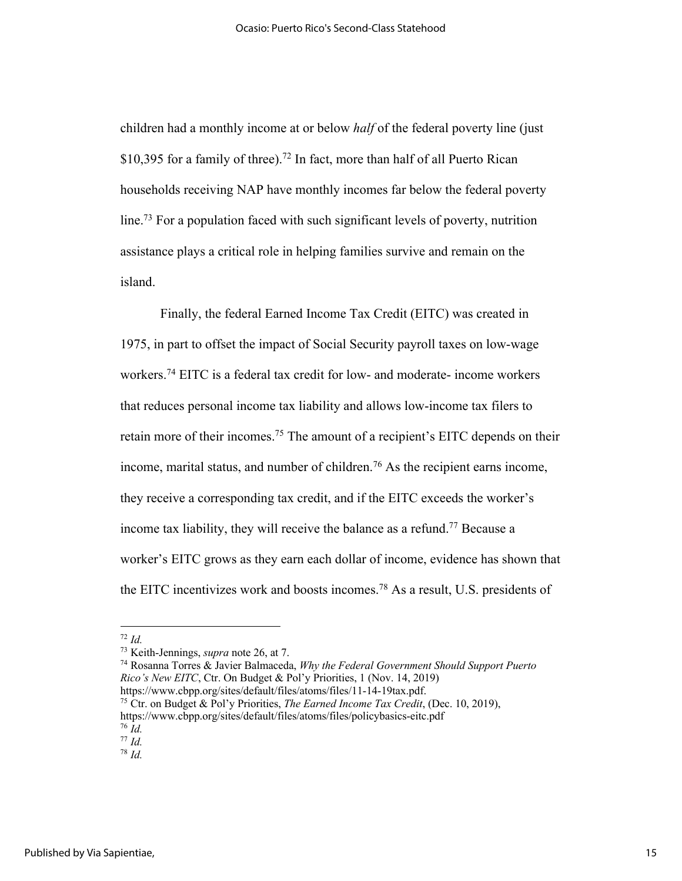children had a monthly income at or below *half* of the federal poverty line (just $10,395 for a family of three).[72] In fact, more than half of all Puerto Rican households receiving NAP have monthly incomes far below the federal poverty line.[73] For a population faced with such significant levels of poverty, nutrition assistance plays a critical role in helping families survive and remain on the island.

Finally, the federal Earned Income Tax Credit (EITC) was created in 1975, in part to offset the impact of Social Security payroll taxes on low-wage workers.[74] EITC is a federal tax credit for low- and moderate- income workers that reduces personal income tax liability and allows low-income tax filers to retain more of their incomes.[75] The amount of a recipient's EITC depends on their income, marital status, and number of children.[76] As the recipient earns income, they receive a corresponding tax credit, and if the EITC exceeds the worker's income tax liability, they will receive the balance as a refund.[77] Because a worker's EITC grows as they earn each dollar of income, evidence has shown that the EITC incentivizes work and boosts incomes.[78] As a result, U.S. presidents of

---

[72] *Id.*

[73] Keith-Jennings, *supra* note 26, at 7.

[74] Rosanna Torres & Javier Balmaceda, *Why the Federal Government Should Support Puerto Rico's New EITC*, Ctr. On Budget & Pol'y Priorities, 1 (Nov. 14, 2019) https://www.cbpp.org/sites/default/files/atoms/files/11-14-19tax.pdf.

[75] Ctr. on Budget & Pol'y Priorities, *The Earned Income Tax Credit*, (Dec. 10, 2019), https://www.cbpp.org/sites/default/files/atoms/files/policybasics-eitc.pdf

[76] *Id.*

[77] *Id.*

[78] *Id.*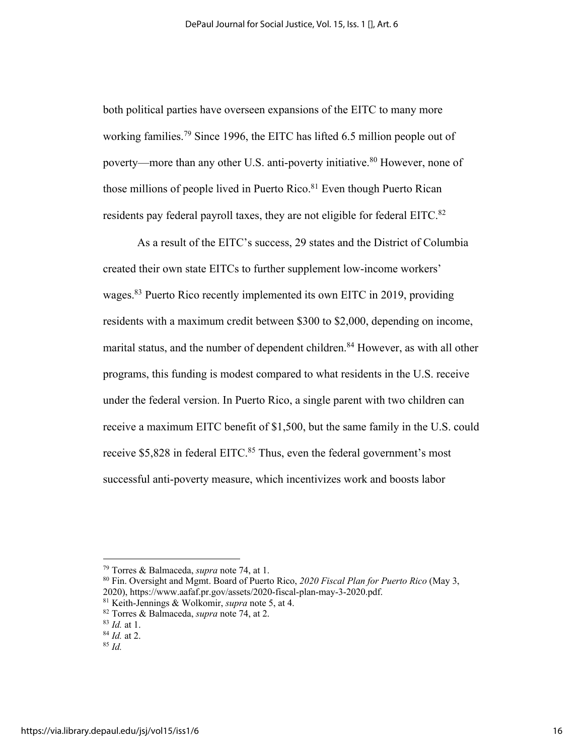both political parties have overseen expansions of the EITC to many more working families.[79] Since 1996, the EITC has lifted 6.5 million people out of poverty—more than any other U.S. anti-poverty initiative.[80] However, none of those millions of people lived in Puerto Rico.[81] Even though Puerto Rican residents pay federal payroll taxes, they are not eligible for federal EITC.[82]

As a result of the EITC's success, 29 states and the District of Columbia created their own state EITCs to further supplement low-income workers' wages.[83] Puerto Rico recently implemented its own EITC in 2019, providing residents with a maximum credit between $300 to $2,000, depending on income, marital status, and the number of dependent children.[84] However, as with all other programs, this funding is modest compared to what residents in the U.S. receive under the federal version. In Puerto Rico, a single parent with two children can receive a maximum EITC benefit of $1,500, but the same family in the U.S. could receive $5,828 in federal EITC.[85] Thus, even the federal government's most successful anti-poverty measure, which incentivizes work and boosts labor

---

[79] Torres & Balmaceda, *supra* note 74, at 1.

[80] Fin. Oversight and Mgmt. Board of Puerto Rico, *2020 Fiscal Plan for Puerto Rico* (May 3, 2020), https://www.aafaf.pr.gov/assets/2020-fiscal-plan-may-3-2020.pdf.

[81] Keith-Jennings & Wolkomir, *supra* note 5, at 4.

[82] Torres & Balmaceda, *supra* note 74, at 2.

[83] *Id.* at 1.

[84] *Id.* at 2.

[85] *Id.*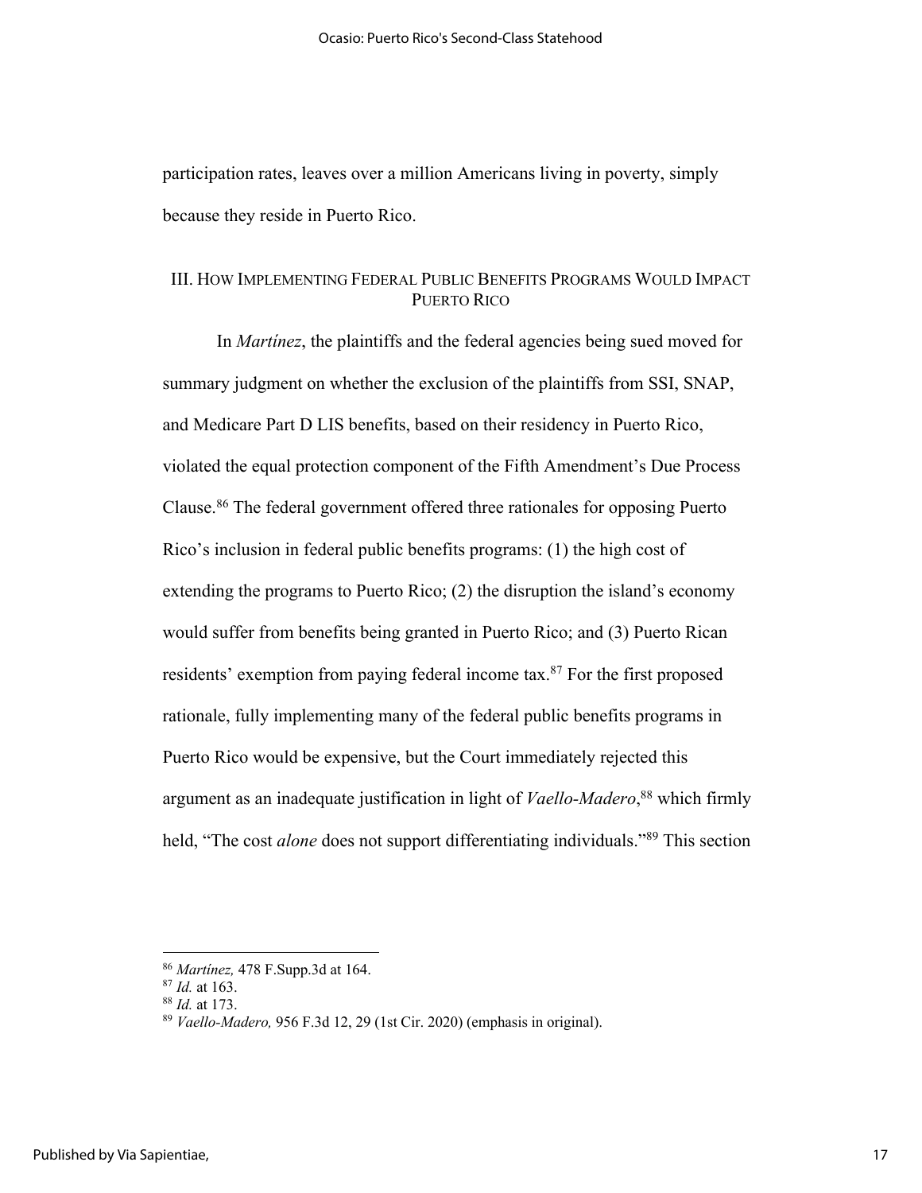participation rates, leaves over a million Americans living in poverty, simply because they reside in Puerto Rico.

## III. How Implementing Federal Public Benefits Programs Would Impact Puerto Rico

In *Martínez*, the plaintiffs and the federal agencies being sued moved for summary judgment on whether the exclusion of the plaintiffs from SSI, SNAP, and Medicare Part D LIS benefits, based on their residency in Puerto Rico, violated the equal protection component of the Fifth Amendment's Due Process Clause.[86] The federal government offered three rationales for opposing Puerto Rico's inclusion in federal public benefits programs: (1) the high cost of extending the programs to Puerto Rico; (2) the disruption the island's economy would suffer from benefits being granted in Puerto Rico; and (3) Puerto Rican residents' exemption from paying federal income tax.[87] For the first proposed rationale, fully implementing many of the federal public benefits programs in Puerto Rico would be expensive, but the Court immediately rejected this argument as an inadequate justification in light of *Vaello-Madero*,[88] which firmly held, "The cost *alone* does not support differentiating individuals."[89] This section

---

[86] *Martínez,* 478 F.Supp.3d at 164.

[87] *Id.* at 163.

[88] *Id.* at 173.

[89] *Vaello-Madero,* 956 F.3d 12, 29 (1st Cir. 2020) (emphasis in original).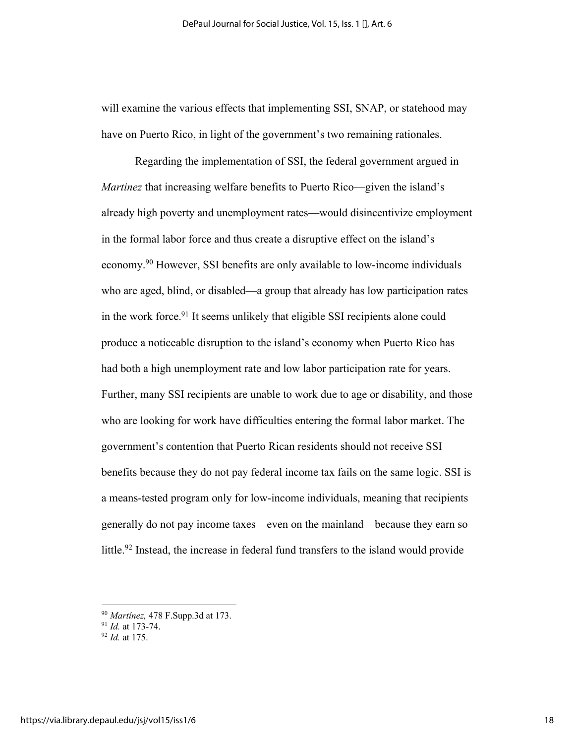will examine the various effects that implementing SSI, SNAP, or statehood may have on Puerto Rico, in light of the government's two remaining rationales.

Regarding the implementation of SSI, the federal government argued in *Martinez* that increasing welfare benefits to Puerto Rico—given the island's already high poverty and unemployment rates—would disincentivize employment in the formal labor force and thus create a disruptive effect on the island's economy.[90] However, SSI benefits are only available to low-income individuals who are aged, blind, or disabled—a group that already has low participation rates in the work force.[91] It seems unlikely that eligible SSI recipients alone could produce a noticeable disruption to the island's economy when Puerto Rico has had both a high unemployment rate and low labor participation rate for years. Further, many SSI recipients are unable to work due to age or disability, and those who are looking for work have difficulties entering the formal labor market. The government's contention that Puerto Rican residents should not receive SSI benefits because they do not pay federal income tax fails on the same logic. SSI is a means-tested program only for low-income individuals, meaning that recipients generally do not pay income taxes—even on the mainland—because they earn so little.[92] Instead, the increase in federal fund transfers to the island would provide

---

[90] *Martínez,* 478 F.Supp.3d at 173.

[91] *Id.* at 173-74.

[92] *Id.* at 175.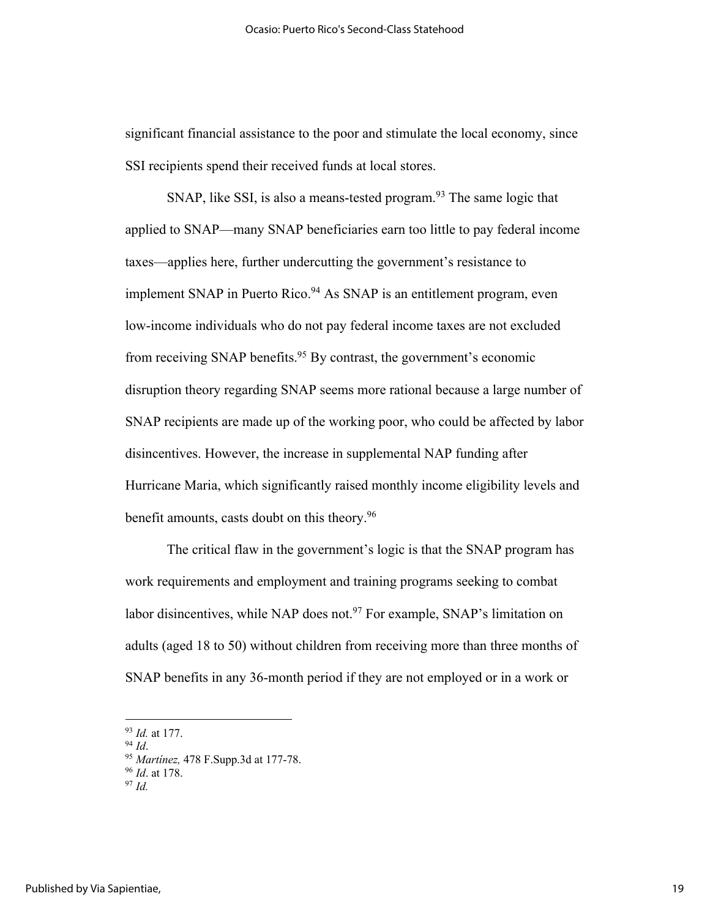significant financial assistance to the poor and stimulate the local economy, since SSI recipients spend their received funds at local stores.

SNAP, like SSI, is also a means-tested program.[93] The same logic that applied to SNAP—many SNAP beneficiaries earn too little to pay federal income taxes—applies here, further undercutting the government's resistance to implement SNAP in Puerto Rico.[94] As SNAP is an entitlement program, even low-income individuals who do not pay federal income taxes are not excluded from receiving SNAP benefits.[95] By contrast, the government's economic disruption theory regarding SNAP seems more rational because a large number of SNAP recipients are made up of the working poor, who could be affected by labor disincentives. However, the increase in supplemental NAP funding after Hurricane Maria, which significantly raised monthly income eligibility levels and benefit amounts, casts doubt on this theory.[96]

The critical flaw in the government's logic is that the SNAP program has work requirements and employment and training programs seeking to combat labor disincentives, while NAP does not.[97] For example, SNAP's limitation on adults (aged 18 to 50) without children from receiving more than three months of SNAP benefits in any 36-month period if they are not employed or in a work or

---

[93] *Id.* at 177.

[94] *Id*.

[95] *Martínez,* 478 F.Supp.3d at 177-78.

[96] *Id*. at 178.

[97] *Id.*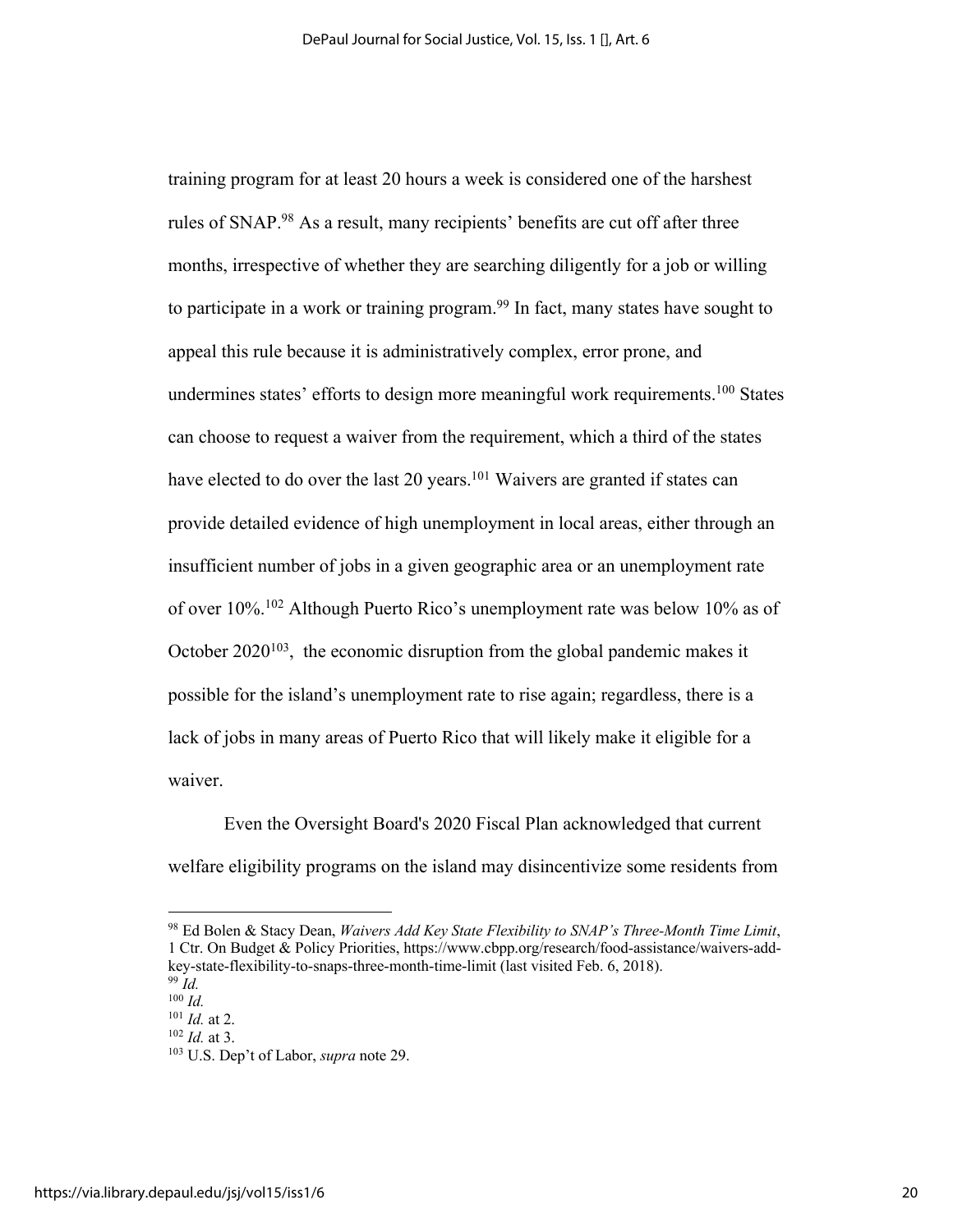training program for at least 20 hours a week is considered one of the harshest rules of SNAP.[98] As a result, many recipients' benefits are cut off after three months, irrespective of whether they are searching diligently for a job or willing to participate in a work or training program.[99] In fact, many states have sought to appeal this rule because it is administratively complex, error prone, and undermines states' efforts to design more meaningful work requirements.[100] States can choose to request a waiver from the requirement, which a third of the states have elected to do over the last 20 years.[101] Waivers are granted if states can provide detailed evidence of high unemployment in local areas, either through an insufficient number of jobs in a given geographic area or an unemployment rate of over 10%.[102] Although Puerto Rico's unemployment rate was below 10% as of October 2020[103], the economic disruption from the global pandemic makes it possible for the island's unemployment rate to rise again; regardless, there is a lack of jobs in many areas of Puerto Rico that will likely make it eligible for a waiver.

Even the Oversight Board's 2020 Fiscal Plan acknowledged that current welfare eligibility programs on the island may disincentivize some residents from

---

[98] Ed Bolen & Stacy Dean, *Waivers Add Key State Flexibility to SNAP's Three-Month Time Limit*, 1 Ctr. On Budget & Policy Priorities, https://www.cbpp.org/research/food-assistance/waivers-add-key-state-flexibility-to-snaps-three-month-time-limit (last visited Feb. 6, 2018).

[99] *Id.*

[100] *Id.*

[101] *Id.* at 2.

[102] *Id.* at 3.

[103] U.S. Dep't of Labor, *supra* note 29.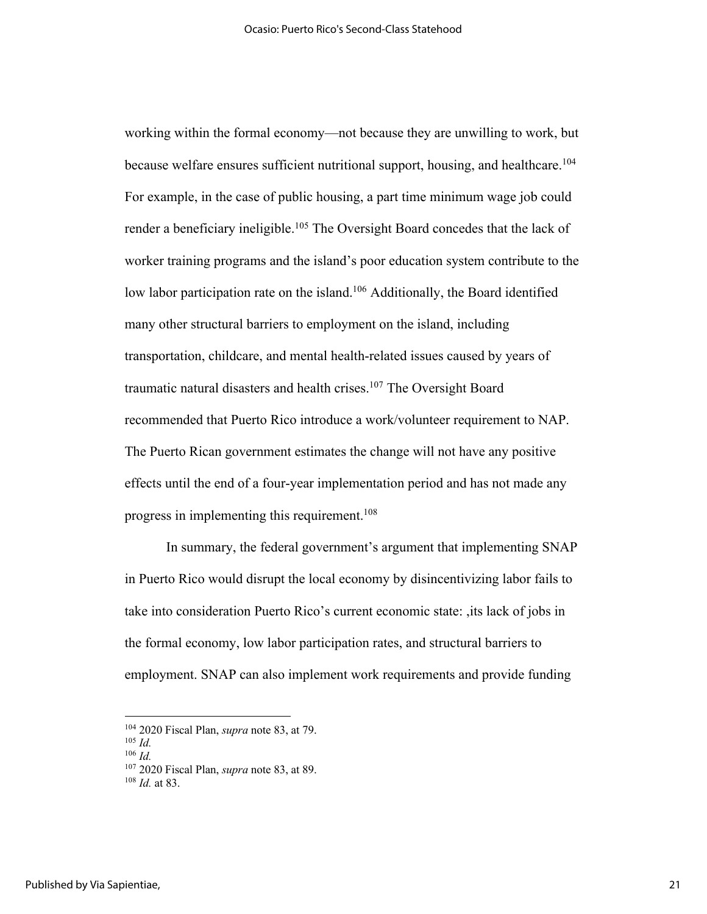working within the formal economy—not because they are unwilling to work, but because welfare ensures sufficient nutritional support, housing, and healthcare.[104] For example, in the case of public housing, a part time minimum wage job could render a beneficiary ineligible.[105] The Oversight Board concedes that the lack of worker training programs and the island's poor education system contribute to the low labor participation rate on the island.[106] Additionally, the Board identified many other structural barriers to employment on the island, including transportation, childcare, and mental health-related issues caused by years of traumatic natural disasters and health crises.[107] The Oversight Board recommended that Puerto Rico introduce a work/volunteer requirement to NAP. The Puerto Rican government estimates the change will not have any positive effects until the end of a four-year implementation period and has not made any progress in implementing this requirement.[108]

In summary, the federal government's argument that implementing SNAP in Puerto Rico would disrupt the local economy by disincentivizing labor fails to take into consideration Puerto Rico's current economic state: ,its lack of jobs in the formal economy, low labor participation rates, and structural barriers to employment. SNAP can also implement work requirements and provide funding

---

[104] 2020 Fiscal Plan, *supra* note 83, at 79.

[105] *Id.*

[106] *Id.*

[107] 2020 Fiscal Plan, *supra* note 83, at 89.

[108] *Id.* at 83.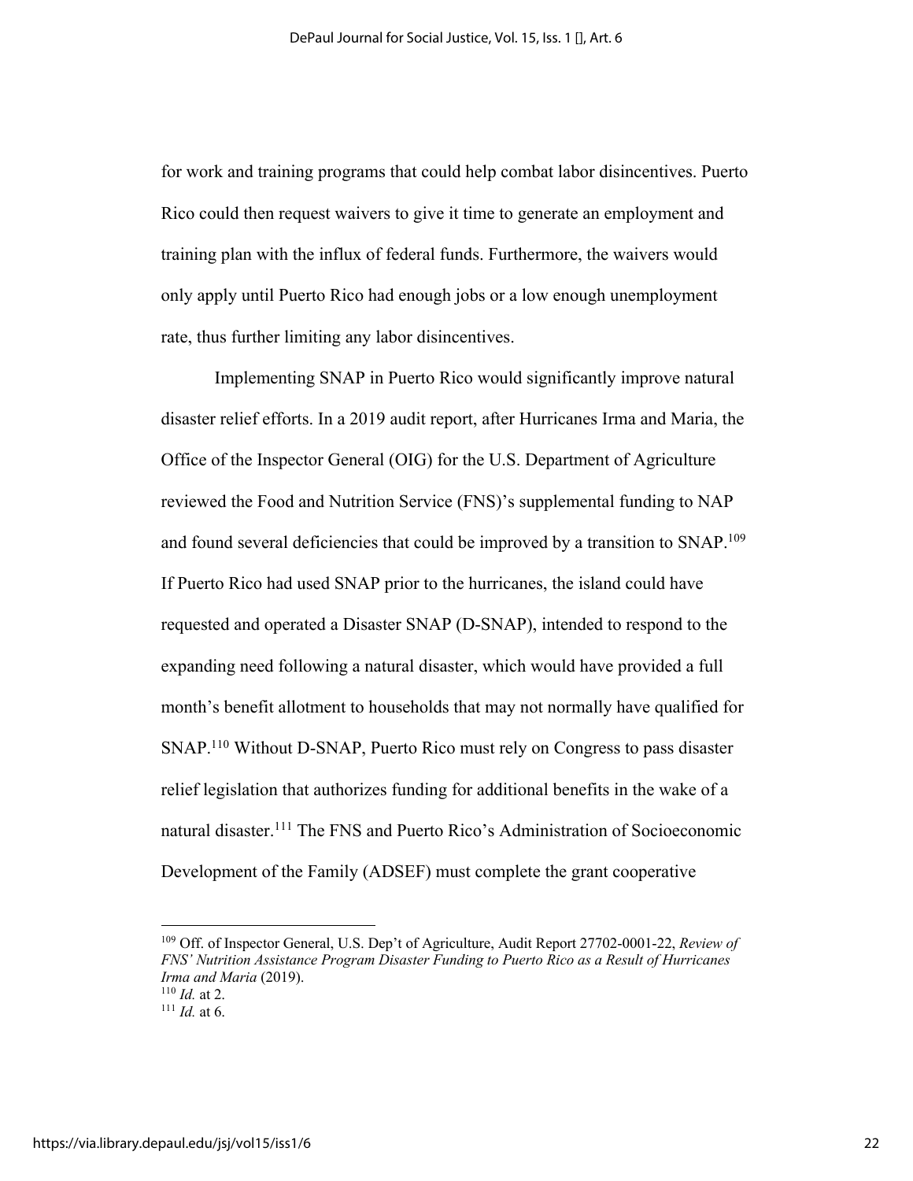for work and training programs that could help combat labor disincentives. Puerto Rico could then request waivers to give it time to generate an employment and training plan with the influx of federal funds. Furthermore, the waivers would only apply until Puerto Rico had enough jobs or a low enough unemployment rate, thus further limiting any labor disincentives.

Implementing SNAP in Puerto Rico would significantly improve natural disaster relief efforts. In a 2019 audit report, after Hurricanes Irma and Maria, the Office of the Inspector General (OIG) for the U.S. Department of Agriculture reviewed the Food and Nutrition Service (FNS)'s supplemental funding to NAP and found several deficiencies that could be improved by a transition to SNAP.[109] If Puerto Rico had used SNAP prior to the hurricanes, the island could have requested and operated a Disaster SNAP (D-SNAP), intended to respond to the expanding need following a natural disaster, which would have provided a full month's benefit allotment to households that may not normally have qualified for SNAP.[110] Without D-SNAP, Puerto Rico must rely on Congress to pass disaster relief legislation that authorizes funding for additional benefits in the wake of a natural disaster.[111] The FNS and Puerto Rico's Administration of Socioeconomic Development of the Family (ADSEF) must complete the grant cooperative

---

[109] Off. of Inspector General, U.S. Dep't of Agriculture, Audit Report 27702-0001-22, *Review of FNS' Nutrition Assistance Program Disaster Funding to Puerto Rico as a Result of Hurricanes Irma and Maria* (2019).
[110] *Id.* at 2.
[111] *Id.* at 6.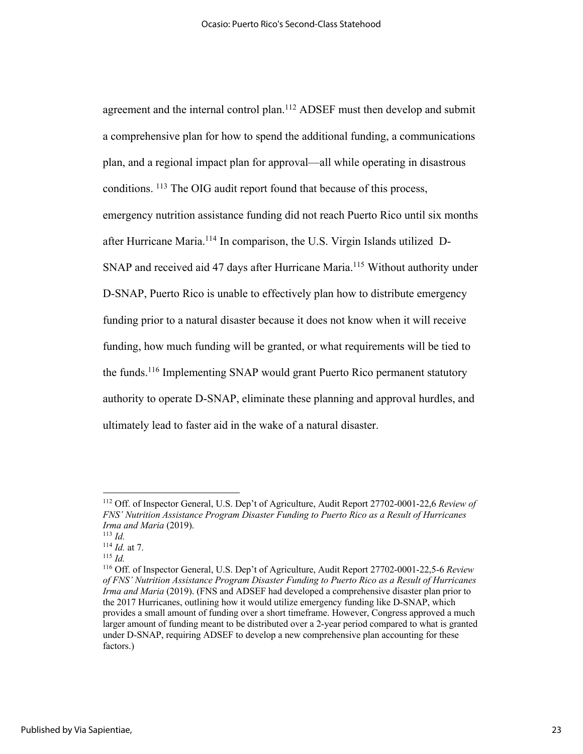agreement and the internal control plan.[112] ADSEF must then develop and submit a comprehensive plan for how to spend the additional funding, a communications plan, and a regional impact plan for approval—all while operating in disastrous conditions. [113] The OIG audit report found that because of this process, emergency nutrition assistance funding did not reach Puerto Rico until six months after Hurricane Maria.[114] In comparison, the U.S. Virgin Islands utilized D-SNAP and received aid 47 days after Hurricane Maria.[115] Without authority under D-SNAP, Puerto Rico is unable to effectively plan how to distribute emergency funding prior to a natural disaster because it does not know when it will receive funding, how much funding will be granted, or what requirements will be tied to the funds.[116] Implementing SNAP would grant Puerto Rico permanent statutory authority to operate D-SNAP, eliminate these planning and approval hurdles, and ultimately lead to faster aid in the wake of a natural disaster.

---

[112] Off. of Inspector General, U.S. Dep't of Agriculture, Audit Report 27702-0001-22,6 *Review of FNS' Nutrition Assistance Program Disaster Funding to Puerto Rico as a Result of Hurricanes Irma and Maria* (2019).

[113] *Id.*

[114] *Id.* at 7.

[115] *Id.*

[116] Off. of Inspector General, U.S. Dep't of Agriculture, Audit Report 27702-0001-22,5-6 *Review of FNS' Nutrition Assistance Program Disaster Funding to Puerto Rico as a Result of Hurricanes Irma and Maria* (2019). (FNS and ADSEF had developed a comprehensive disaster plan prior to the 2017 Hurricanes, outlining how it would utilize emergency funding like D-SNAP, which provides a small amount of funding over a short timeframe. However, Congress approved a much larger amount of funding meant to be distributed over a 2-year period compared to what is granted under D-SNAP, requiring ADSEF to develop a new comprehensive plan accounting for these factors.)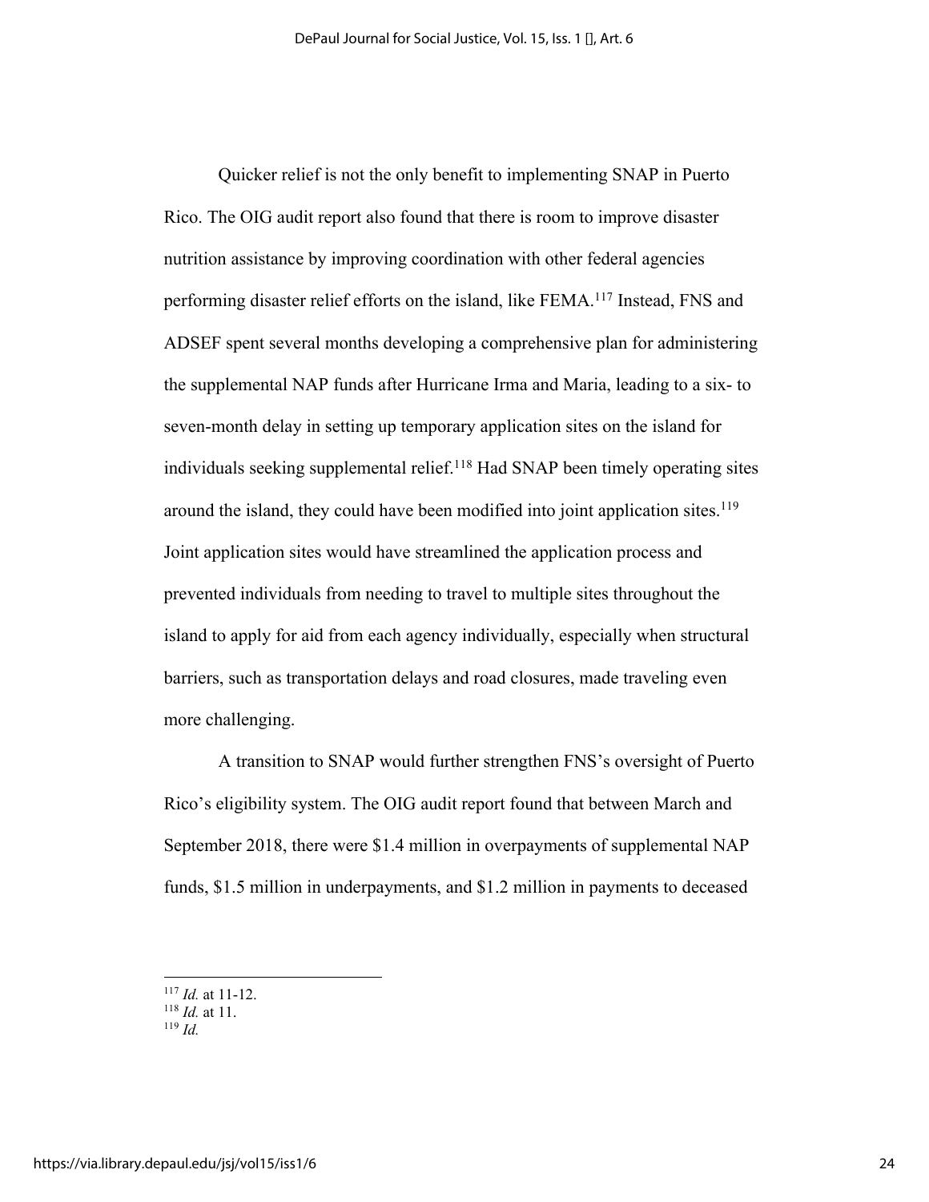Quicker relief is not the only benefit to implementing SNAP in Puerto Rico. The OIG audit report also found that there is room to improve disaster nutrition assistance by improving coordination with other federal agencies performing disaster relief efforts on the island, like FEMA.[117] Instead, FNS and ADSEF spent several months developing a comprehensive plan for administering the supplemental NAP funds after Hurricane Irma and Maria, leading to a six- to seven-month delay in setting up temporary application sites on the island for individuals seeking supplemental relief.[118] Had SNAP been timely operating sites around the island, they could have been modified into joint application sites.[119] Joint application sites would have streamlined the application process and prevented individuals from needing to travel to multiple sites throughout the island to apply for aid from each agency individually, especially when structural barriers, such as transportation delays and road closures, made traveling even more challenging.

A transition to SNAP would further strengthen FNS's oversight of Puerto Rico's eligibility system. The OIG audit report found that between March and September 2018, there were $1.4 million in overpayments of supplemental NAP funds, $1.5 million in underpayments, and $1.2 million in payments to deceased

---

[117] *Id.* at 11-12.

[118] *Id.* at 11.

[119] *Id.*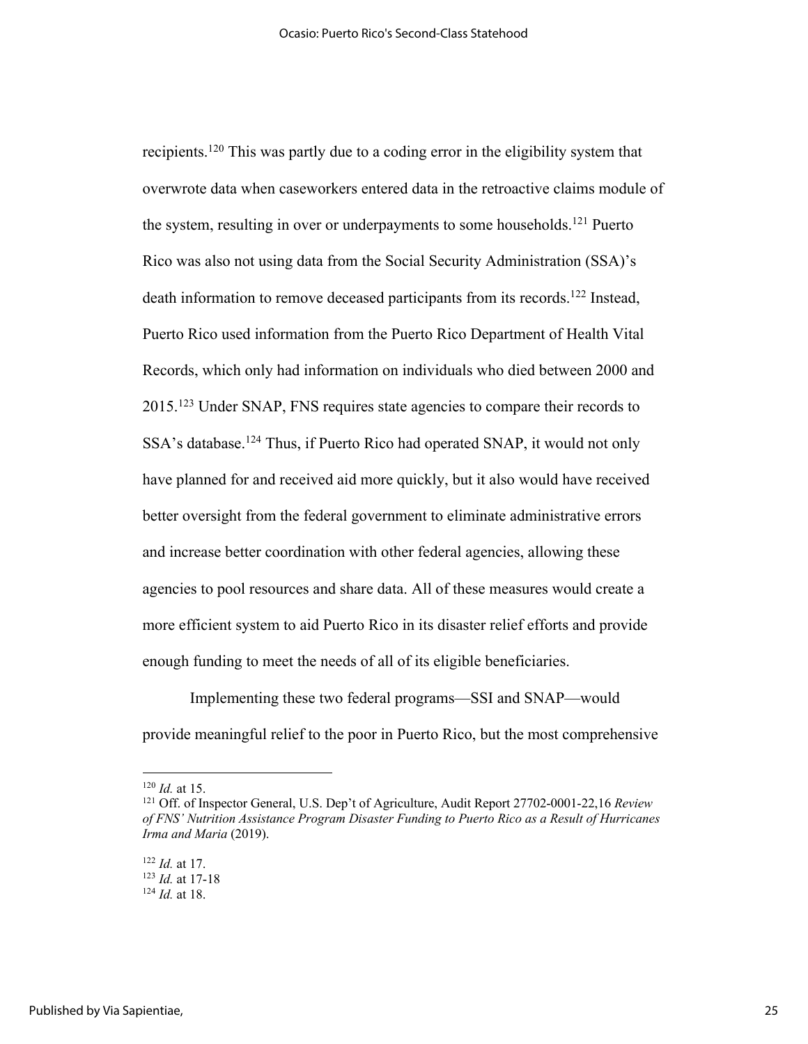recipients.[120] This was partly due to a coding error in the eligibility system that overwrote data when caseworkers entered data in the retroactive claims module of the system, resulting in over or underpayments to some households.[121] Puerto Rico was also not using data from the Social Security Administration (SSA)'s death information to remove deceased participants from its records.[122] Instead, Puerto Rico used information from the Puerto Rico Department of Health Vital Records, which only had information on individuals who died between 2000 and 2015.[123] Under SNAP, FNS requires state agencies to compare their records to SSA's database.[124] Thus, if Puerto Rico had operated SNAP, it would not only have planned for and received aid more quickly, but it also would have received better oversight from the federal government to eliminate administrative errors and increase better coordination with other federal agencies, allowing these agencies to pool resources and share data. All of these measures would create a more efficient system to aid Puerto Rico in its disaster relief efforts and provide enough funding to meet the needs of all of its eligible beneficiaries.

Implementing these two federal programs—SSI and SNAP—would provide meaningful relief to the poor in Puerto Rico, but the most comprehensive

---

[120] *Id.* at 15.

[121] Off. of Inspector General, U.S. Dep't of Agriculture, Audit Report 27702-0001-22,16 *Review of FNS' Nutrition Assistance Program Disaster Funding to Puerto Rico as a Result of Hurricanes Irma and Maria* (2019).

[122] *Id.* at 17.

[123] *Id.* at 17-18

[124] *Id.* at 18.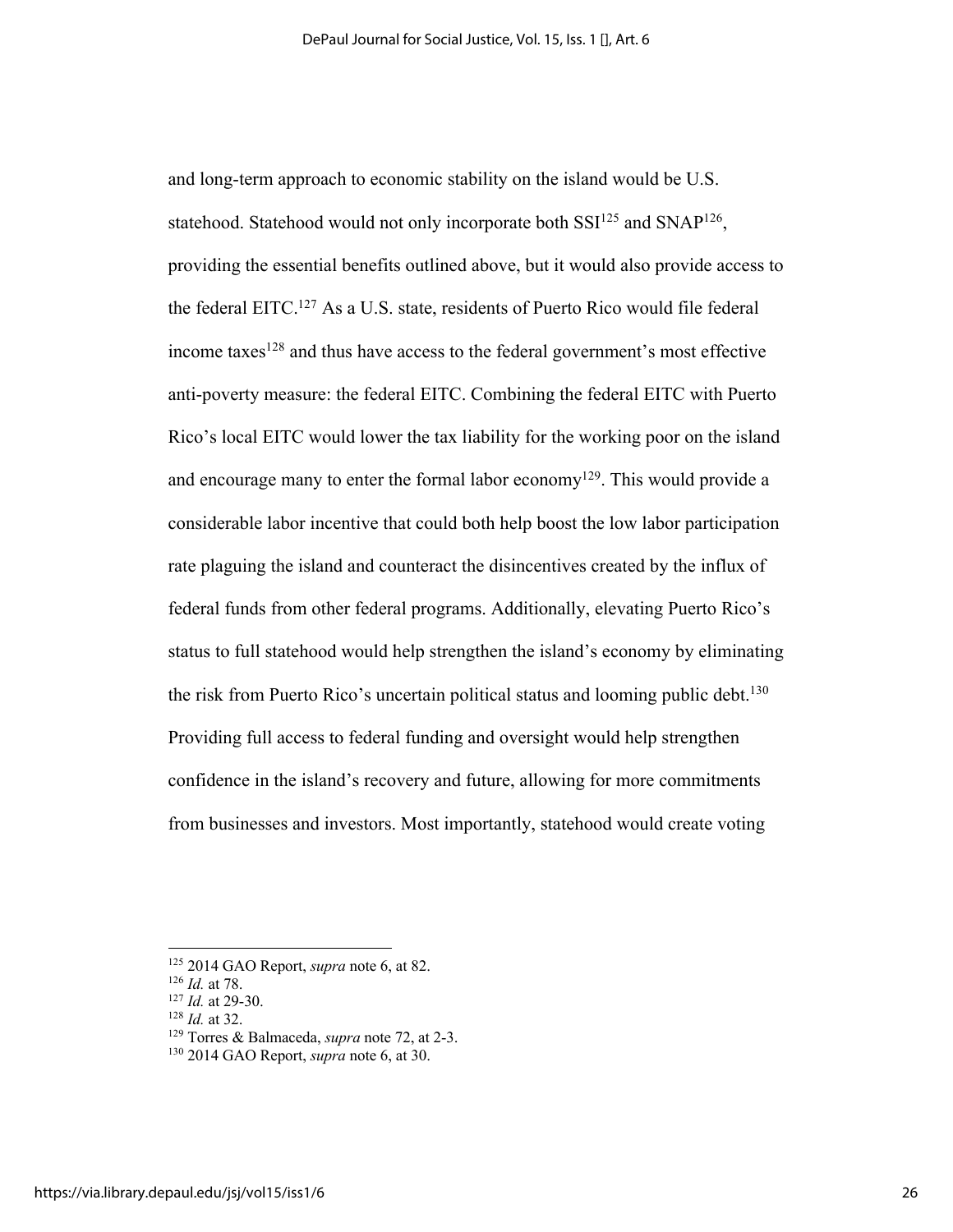and long-term approach to economic stability on the island would be U.S. statehood. Statehood would not only incorporate both SSI[125] and SNAP[126], providing the essential benefits outlined above, but it would also provide access to the federal EITC.[127] As a U.S. state, residents of Puerto Rico would file federal income taxes[128] and thus have access to the federal government's most effective anti-poverty measure: the federal EITC. Combining the federal EITC with Puerto Rico's local EITC would lower the tax liability for the working poor on the island and encourage many to enter the formal labor economy[129]. This would provide a considerable labor incentive that could both help boost the low labor participation rate plaguing the island and counteract the disincentives created by the influx of federal funds from other federal programs. Additionally, elevating Puerto Rico's status to full statehood would help strengthen the island's economy by eliminating the risk from Puerto Rico's uncertain political status and looming public debt.[130] Providing full access to federal funding and oversight would help strengthen confidence in the island's recovery and future, allowing for more commitments from businesses and investors. Most importantly, statehood would create voting

---

[125] 2014 GAO Report, *supra* note 6, at 82.
[126] *Id.* at 78.
[127] *Id.* at 29-30.
[128] *Id.* at 32.
[129] Torres & Balmaceda, *supra* note 72, at 2-3.
[130] 2014 GAO Report, *supra* note 6, at 30.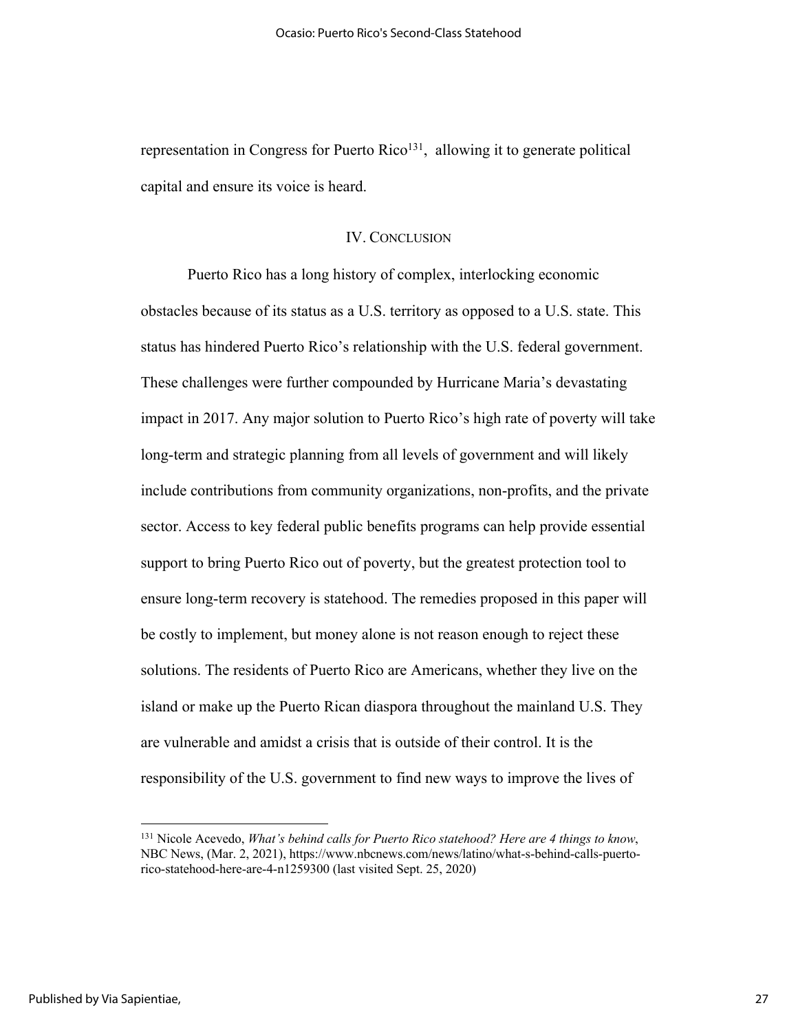representation in Congress for Puerto Rico[131], allowing it to generate political capital and ensure its voice is heard.

## IV. Conclusion

Puerto Rico has a long history of complex, interlocking economic obstacles because of its status as a U.S. territory as opposed to a U.S. state. This status has hindered Puerto Rico's relationship with the U.S. federal government. These challenges were further compounded by Hurricane Maria's devastating impact in 2017. Any major solution to Puerto Rico's high rate of poverty will take long-term and strategic planning from all levels of government and will likely include contributions from community organizations, non-profits, and the private sector. Access to key federal public benefits programs can help provide essential support to bring Puerto Rico out of poverty, but the greatest protection tool to ensure long-term recovery is statehood. The remedies proposed in this paper will be costly to implement, but money alone is not reason enough to reject these solutions. The residents of Puerto Rico are Americans, whether they live on the island or make up the Puerto Rican diaspora throughout the mainland U.S. They are vulnerable and amidst a crisis that is outside of their control. It is the responsibility of the U.S. government to find new ways to improve the lives of

---

[131] Nicole Acevedo, *What's behind calls for Puerto Rico statehood? Here are 4 things to know*, NBC News, (Mar. 2, 2021), https://www.nbcnews.com/news/latino/what-s-behind-calls-puerto-rico-statehood-here-are-4-n1259300 (last visited Sept. 25, 2020)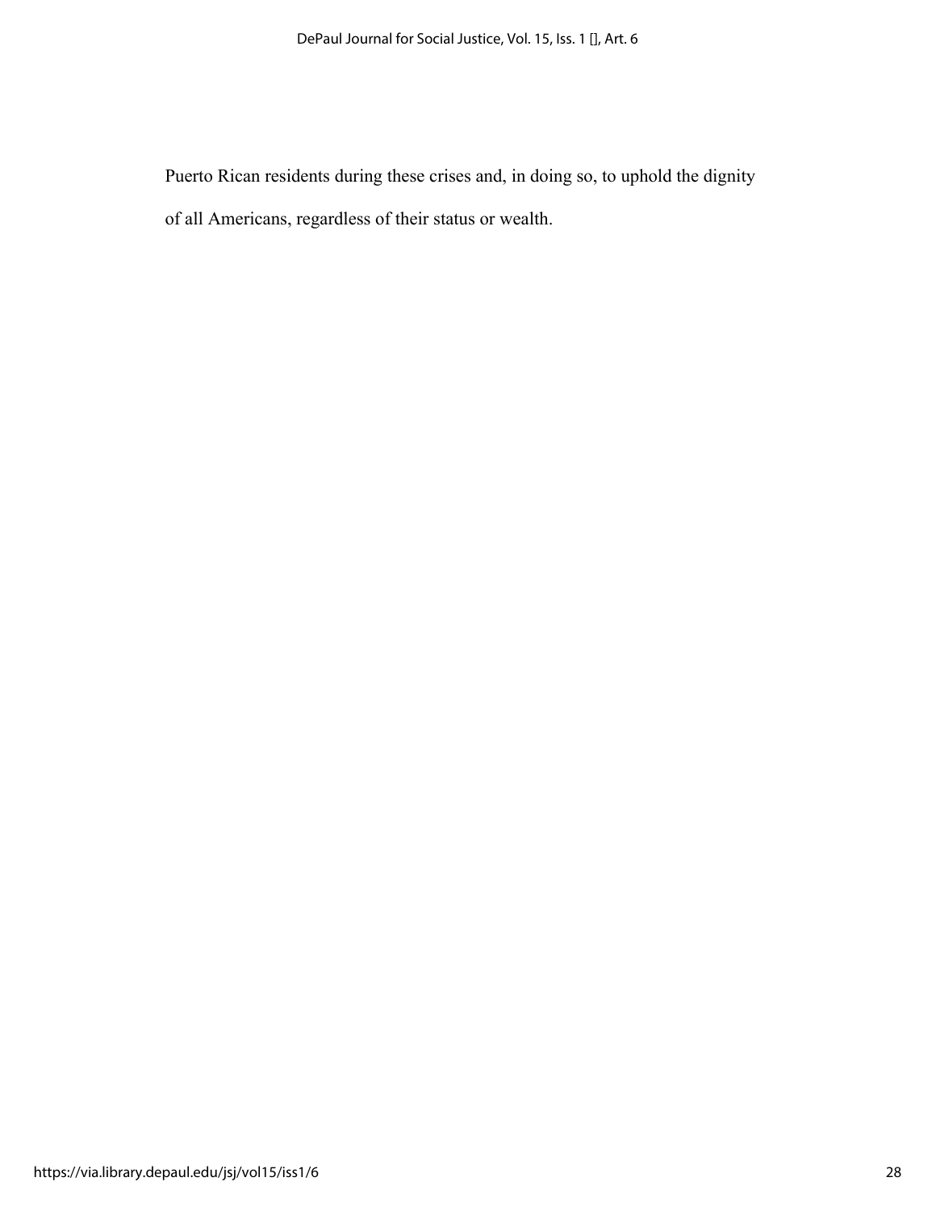Puerto Rican residents during these crises and, in doing so, to uphold the dignity of all Americans, regardless of their status or wealth.